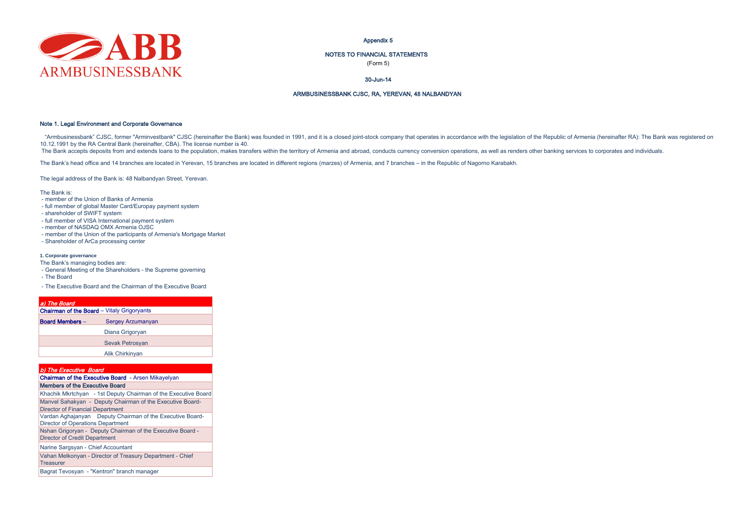ABB
ARMBUSINESSBANK

Appendix 5

NOTES TO FINANCIAL STATEMENTS

(Form 5)

30-Jun-14

ARMBUSINESSBANK CJSC, RA, YEREVAN, 48 NALBANDYAN

## Note 1. Legal Environment and Corporate Governance

"Armbusinessbank" CJSC, former "Arminvestbank" CJSC (hereinafter the Bank) was founded in 1991, and it is a closed joint-stock company that operates in accordance with the legislation of the Republic of Armenia (hereinafter RA): The Bank was registered on 10.12.1991 by the RA Central Bank (hereinafter, CBA). The license number is 40.
The Bank accepts deposits from and extends loans to the population, makes transfers within the territory of Armenia and abroad, conducts currency conversion operations, as well as renders other banking services to corporates and individuals.

The Bank's head office and 14 branches are located in Yerevan, 15 branches are located in different regions (marzes) of Armenia, and 7 branches – in the Republic of Nagorno Karabakh.

The legal address of the Bank is: 48 Nalbandyan Street, Yerevan.

The Bank is:
- member of the Union of Banks of Armenia
- full member of global Master Card/Europay payment system
- shareholder of SWIFT system
- full member of VISA International payment system
- member of NASDAQ OMX Armenia OJSC
- member of the Union of the participants of Armenia's Mortgage Market
- Shareholder of ArCa processing center

### 1. Corporate governance

The Bank's managing bodies are:
- General Meeting of the Shareholders - the Supreme governing
- The Board
- The Executive Board and the Chairman of the Executive Board

| *a) The Board* | |
|---|---|
| **Chairman of the Board** – Vitaly Grigoryants | |
| **Board Members** – | Sergey Arzumanyan |
| | Diana Grigoryan |
| | Sevak Petrosyan |
| | Alik Chirkinyan |

| *b) The Executive Board* |
|---|
| **Chairman of the Executive Board** - Arsen Mikayelyan |
| **Members of the Executive Board** |
| Khachik Mkrtchyan - 1st Deputy Chairman of the Executive Board |
| Manvel Sahakyan - Deputy Chairman of the Executive Board-Director of Financial Department |
| Vardan Aghajanyan Deputy Chairman of the Executive Board-Director of Operations Department |
| Nshan Grigoryan - Deputy Chairman of the Executive Board - Director of Credit Department |
| Narine Sargsyan - Chief Accountant |
| Vahan Melkonyan - Director of Treasury Department - Chief Treasurer |
| Bagrat Tevosyan - "Kentron" branch manager |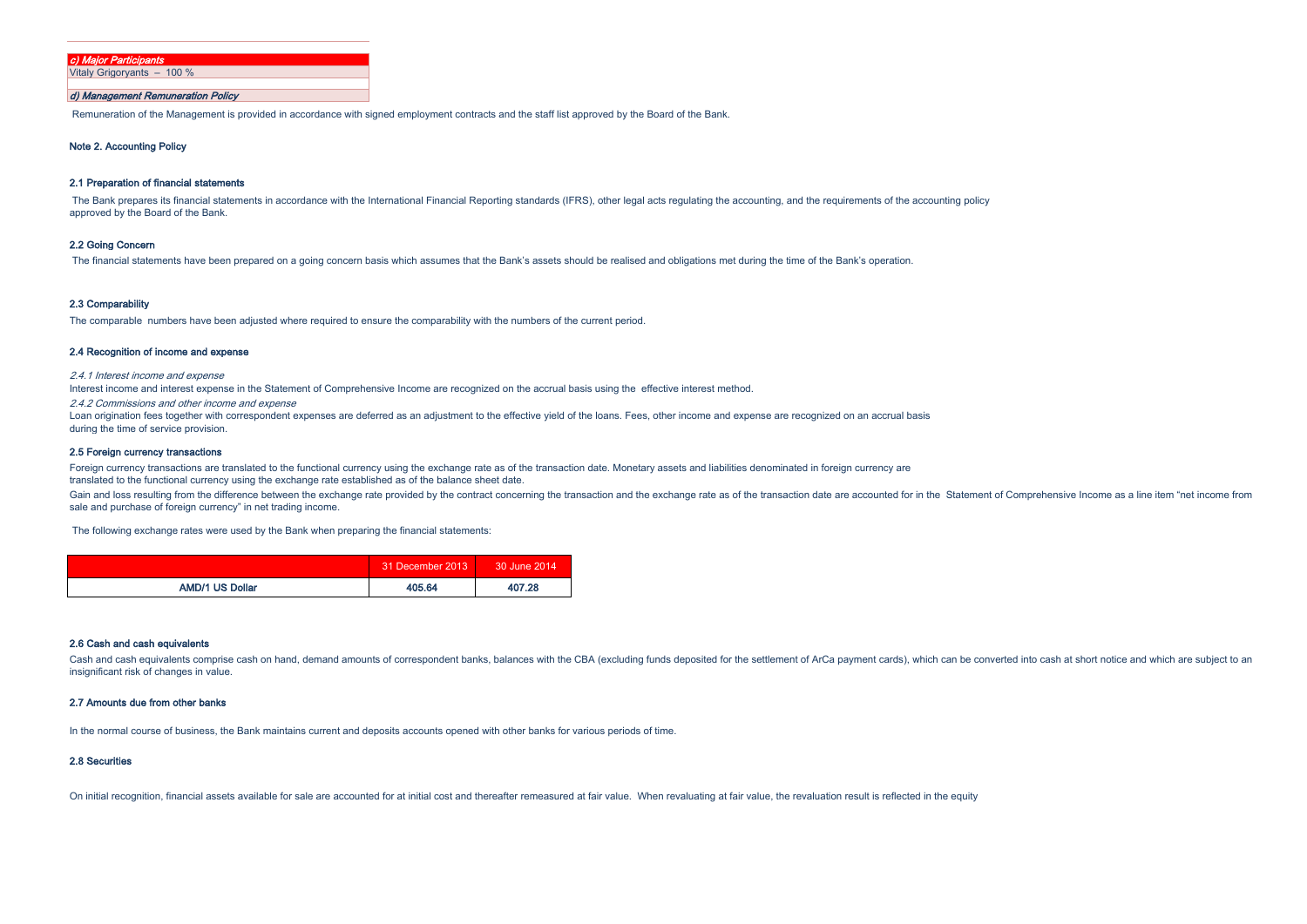*c) Major Participants*

Vitaly Grigoryants – 100 %

*d) Management Remuneration Policy*

Remuneration of the Management is provided in accordance with signed employment contracts and the staff list approved by the Board of the Bank.

## Note 2. Accounting Policy

### 2.1 Preparation of financial statements

The Bank prepares its financial statements in accordance with the International Financial Reporting standards (IFRS), other legal acts regulating the accounting, and the requirements of the accounting policy approved by the Board of the Bank.

### 2.2 Going Concern

The financial statements have been prepared on a going concern basis which assumes that the Bank's assets should be realised and obligations met during the time of the Bank's operation.

### 2.3 Comparability

The comparable numbers have been adjusted where required to ensure the comparability with the numbers of the current period.

### 2.4 Recognition of income and expense

*2.4.1 Interest income and expense*

Interest income and interest expense in the Statement of Comprehensive Income are recognized on the accrual basis using the effective interest method.

*2.4.2 Commissions and other income and expense*

Loan origination fees together with correspondent expenses are deferred as an adjustment to the effective yield of the loans. Fees, other income and expense are recognized on an accrual basis during the time of service provision.

### 2.5 Foreign currency transactions

Foreign currency transactions are translated to the functional currency using the exchange rate as of the transaction date. Monetary assets and liabilities denominated in foreign currency are translated to the functional currency using the exchange rate established as of the balance sheet date.

Gain and loss resulting from the difference between the exchange rate provided by the contract concerning the transaction and the exchange rate as of the transaction date are accounted for in the Statement of Comprehensive Income as a line item "net income from sale and purchase of foreign currency" in net trading income.

The following exchange rates were used by the Bank when preparing the financial statements:

| | 31 December 2013 | 30 June 2014 |
|---|---|---|
| **AMD/1 US Dollar** | **405.64** | **407.28** |

### 2.6 Cash and cash equivalents

Cash and cash equivalents comprise cash on hand, demand amounts of correspondent banks, balances with the CBA (excluding funds deposited for the settlement of ArCa payment cards), which can be converted into cash at short notice and which are subject to an insignificant risk of changes in value.

### 2.7 Amounts due from other banks

In the normal course of business, the Bank maintains current and deposits accounts opened with other banks for various periods of time.

### 2.8 Securities

On initial recognition, financial assets available for sale are accounted for at initial cost and thereafter remeasured at fair value. When revaluating at fair value, the revaluation result is reflected in the equity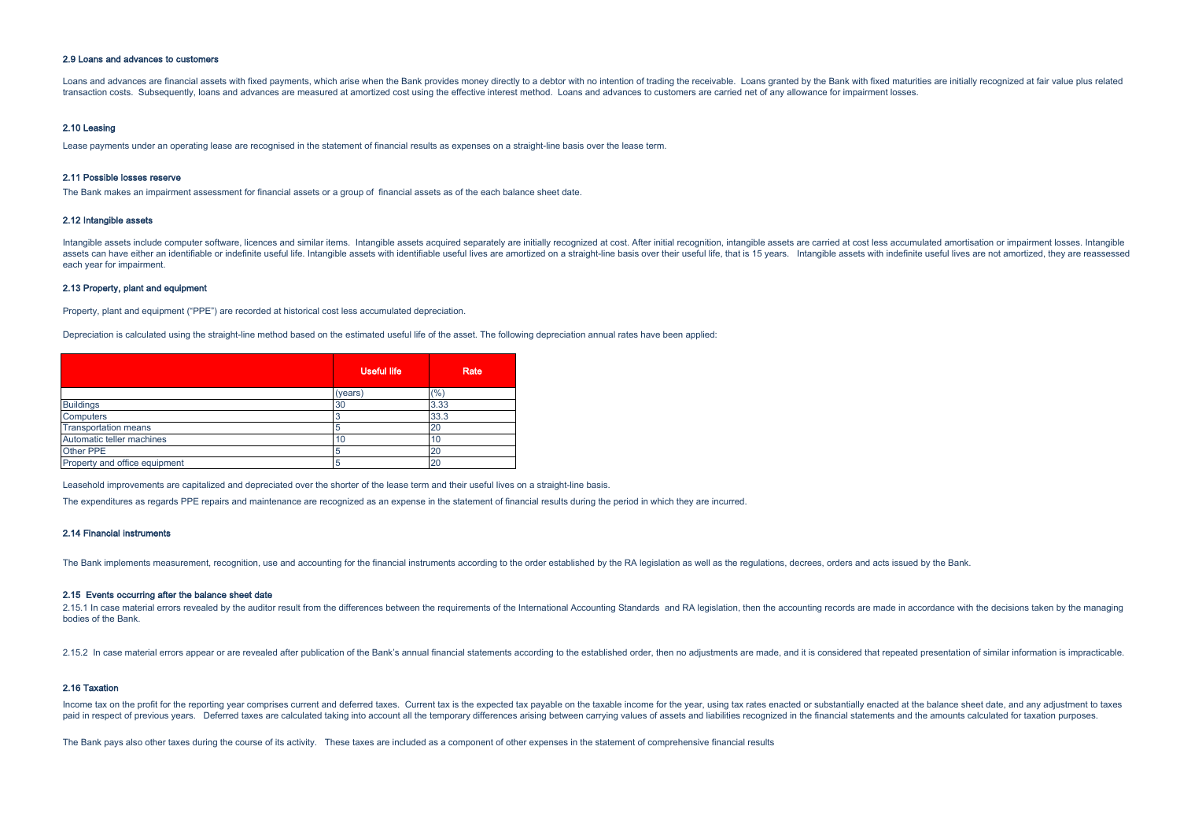### 2.9 Loans and advances to customers

Loans and advances are financial assets with fixed payments, which arise when the Bank provides money directly to a debtor with no intention of trading the receivable. Loans granted by the Bank with fixed maturities are initially recognized at fair value plus related transaction costs. Subsequently, loans and advances are measured at amortized cost using the effective interest method. Loans and advances to customers are carried net of any allowance for impairment losses.

### 2.10 Leasing

Lease payments under an operating lease are recognised in the statement of financial results as expenses on a straight-line basis over the lease term.

### 2.11 Possible losses reserve

The Bank makes an impairment assessment for financial assets or a group of financial assets as of the each balance sheet date.

### 2.12 Intangible assets

Intangible assets include computer software, licences and similar items. Intangible assets acquired separately are initially recognized at cost. After initial recognition, intangible assets are carried at cost less accumulated amortisation or impairment losses. Intangible assets can have either an identifiable or indefinite useful life. Intangible assets with identifiable useful lives are amortized on a straight-line basis over their useful life, that is 15 years. Intangible assets with indefinite useful lives are not amortized, they are reassessed each year for impairment.

### 2.13 Property, plant and equipment

Property, plant and equipment ("PPE") are recorded at historical cost less accumulated depreciation.

Depreciation is calculated using the straight-line method based on the estimated useful life of the asset. The following depreciation annual rates have been applied:

| | Useful life | Rate |
|---|---|---|
| | (years) | (%) |
| Buildings | 30 | 3.33 |
| Computers | 3 | 33.3 |
| Transportation means | 5 | 20 |
| Automatic teller machines | 10 | 10 |
| Other PPE | 5 | 20 |
| Property and office equipment | 5 | 20 |

Leasehold improvements are capitalized and depreciated over the shorter of the lease term and their useful lives on a straight-line basis.

The expenditures as regards PPE repairs and maintenance are recognized as an expense in the statement of financial results during the period in which they are incurred.

### 2.14 Financial instruments

The Bank implements measurement, recognition, use and accounting for the financial instruments according to the order established by the RA legislation as well as the regulations, decrees, orders and acts issued by the Bank.

### 2.15 Events occurring after the balance sheet date

2.15.1 In case material errors revealed by the auditor result from the differences between the requirements of the International Accounting Standards and RA legislation, then the accounting records are made in accordance with the decisions taken by the managing bodies of the Bank.

2.15.2 In case material errors appear or are revealed after publication of the Bank's annual financial statements according to the established order, then no adjustments are made, and it is considered that repeated presentation of similar information is impracticable.

### 2.16 Taxation

Income tax on the profit for the reporting year comprises current and deferred taxes. Current tax is the expected tax payable on the taxable income for the year, using tax rates enacted or substantially enacted at the balance sheet date, and any adjustment to taxes paid in respect of previous years. Deferred taxes are calculated taking into account all the temporary differences arising between carrying values of assets and liabilities recognized in the financial statements and the amounts calculated for taxation purposes.

The Bank pays also other taxes during the course of its activity. These taxes are included as a component of other expenses in the statement of comprehensive financial results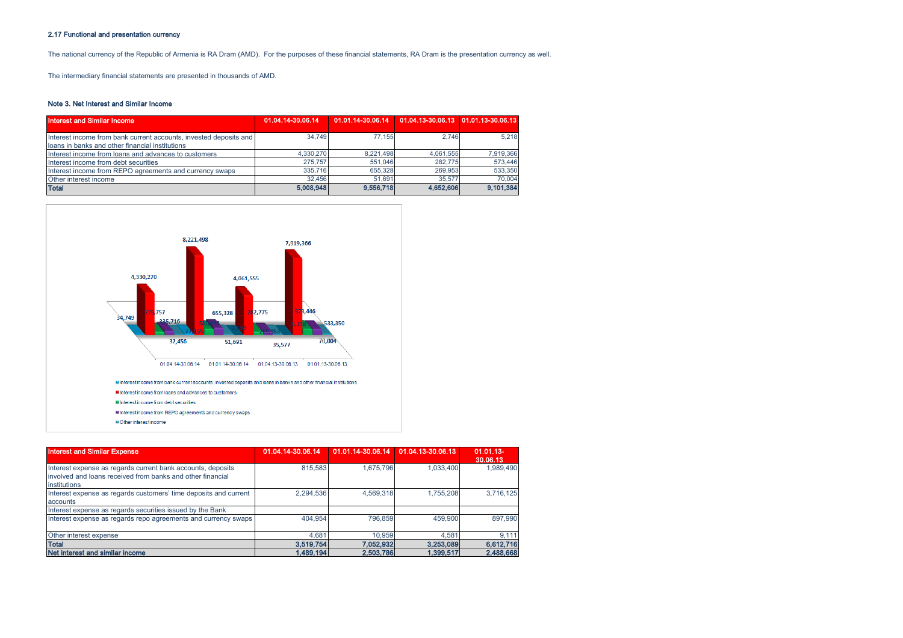### 2.17 Functional and presentation currency

The national currency of the Republic of Armenia is RA Dram (AMD). For the purposes of these financial statements, RA Dram is the presentation currency as well.

The intermediary financial statements are presented in thousands of AMD.

### Note 3. Net Interest and Similar Income

| Interest and Similar Income | 01.04.14-30.06.14 | 01.01.14-30.06.14 | 01.04.13-30.06.13 | 01.01.13-30.06.13 |
|---|---|---|---|---|
| Interest income from bank current accounts, invested deposits and loans in banks and other financial institutions | 34,749 | 77,155 | 2,746 | 5,218 |
| Interest income from loans and advances to customers | 4,330,270 | 8,221,498 | 4,061,555 | 7,919,366 |
| Interest income from debt securities | 275,757 | 551,046 | 282,775 | 573,446 |
| Interest income from REPO agreements and currency swaps | 335,716 | 655,328 | 269,953 | 533,350 |
| Other interest income | 32,456 | 51,691 | 35,577 | 70,004 |
| **Total** | **5,008,948** | **9,556,718** | **4,652,606** | **9,101,384** |

| Interest and Similar Expense | 01.04.14-30.06.14 | 01.01.14-30.06.14 | 01.04.13-30.06.13 | 01.01.13-30.06.13 |
|---|---|---|---|---|
| Interest expense as regards current bank accounts, deposits involved and loans received from banks and other financial institutions | 815,583 | 1,675,796 | 1,033,400 | 1,989,490 |
| Interest expense as regards customers' time deposits and current accounts | 2,294,536 | 4,569,318 | 1,755,208 | 3,716,125 |
| Interest expense as regards securities issued by the Bank | | | | |
| Interest expense as regards repo agreements and currency swaps | 404,954 | 796,859 | 459,900 | 897,990 |
| Other interest expense | 4,681 | 10,959 | 4,581 | 9,111 |
| **Total** | **3,519,754** | **7,052,932** | **3,253,089** | **6,612,716** |
| **Net interest and similar income** | **1,489,194** | **2,503,786** | **1,399,517** | **2,488,668** |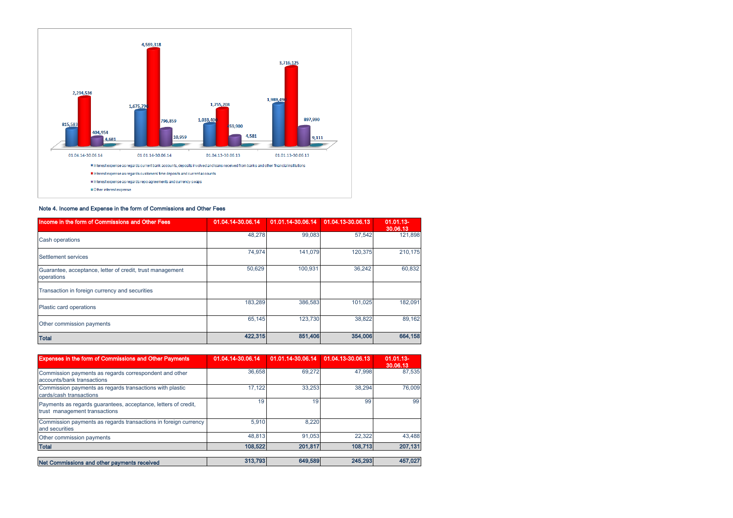4,569,318

2,294,536

1,675,790

796,859

815,583

404,954

4,681

10,959

1,755,208

1,033,400

59,900

4,581

3,716,125

1,989,490

897,990

9,111

01.04.14-30.06.14 01.01.14-30.06.14 01.04.13-30.06.13 01.01.13-30.06.13

- Interest expense as regards current bank accounts, deposits involved and loans received from banks and other financial institutions
- Interest expense as regards customers' time deposits and current accounts
- Interest expense as regards repo agreements and currency swaps
- Other interest expense

**Note 4. Income and Expense in the form of Commissions and Other Fees**

| Income in the form of Commissions and Other Fees | 01.04.14-30.06.14 | 01.01.14-30.06.14 | 01.04.13-30.06.13 | 01.01.13-30.06.13 |
|---|---|---|---|---|
| Cash operations | 48,278 | 99,083 | 57,542 | 121,898 |
| Settlement services | 74,974 | 141,079 | 120,375 | 210,175 |
| Guarantee, acceptance, letter of credit, trust management operations | 50,629 | 100,931 | 36,242 | 60,832 |
| Transaction in foreign currency and securities | | | | |
| Plastic card operations | 183,289 | 386,583 | 101,025 | 182,091 |
| Other commission payments | 65,145 | 123,730 | 38,822 | 89,162 |
| **Total** | **422,315** | **851,406** | **354,006** | **664,158** |

| Expenses in the form of Commissions and Other Payments | 01.04.14-30.06.14 | 01.01.14-30.06.14 | 01.04.13-30.06.13 | 01.01.13-30.06.13 |
|---|---|---|---|---|
| Commission payments as regards correspondent and other accounts/bank transactions | 36,658 | 69,272 | 47,998 | 87,535 |
| Commission payments as regards transactions with plastic cards/cash transactions | 17,122 | 33,253 | 38,294 | 76,009 |
| Payments as regards guarantees, acceptance, letters of credit, trust management transactions | 19 | 19 | 99 | 99 |
| Commission payments as regards transactions in foreign currency and securities | 5,910 | 8,220 | | |
| Other commission payments | 48,813 | 91,053 | 22,322 | 43,488 |
| **Total** | **108,522** | **201,817** | **108,713** | **207,131** |
| **Net Commissions and other payments received** | **313,793** | **649,589** | **245,293** | **457,027** |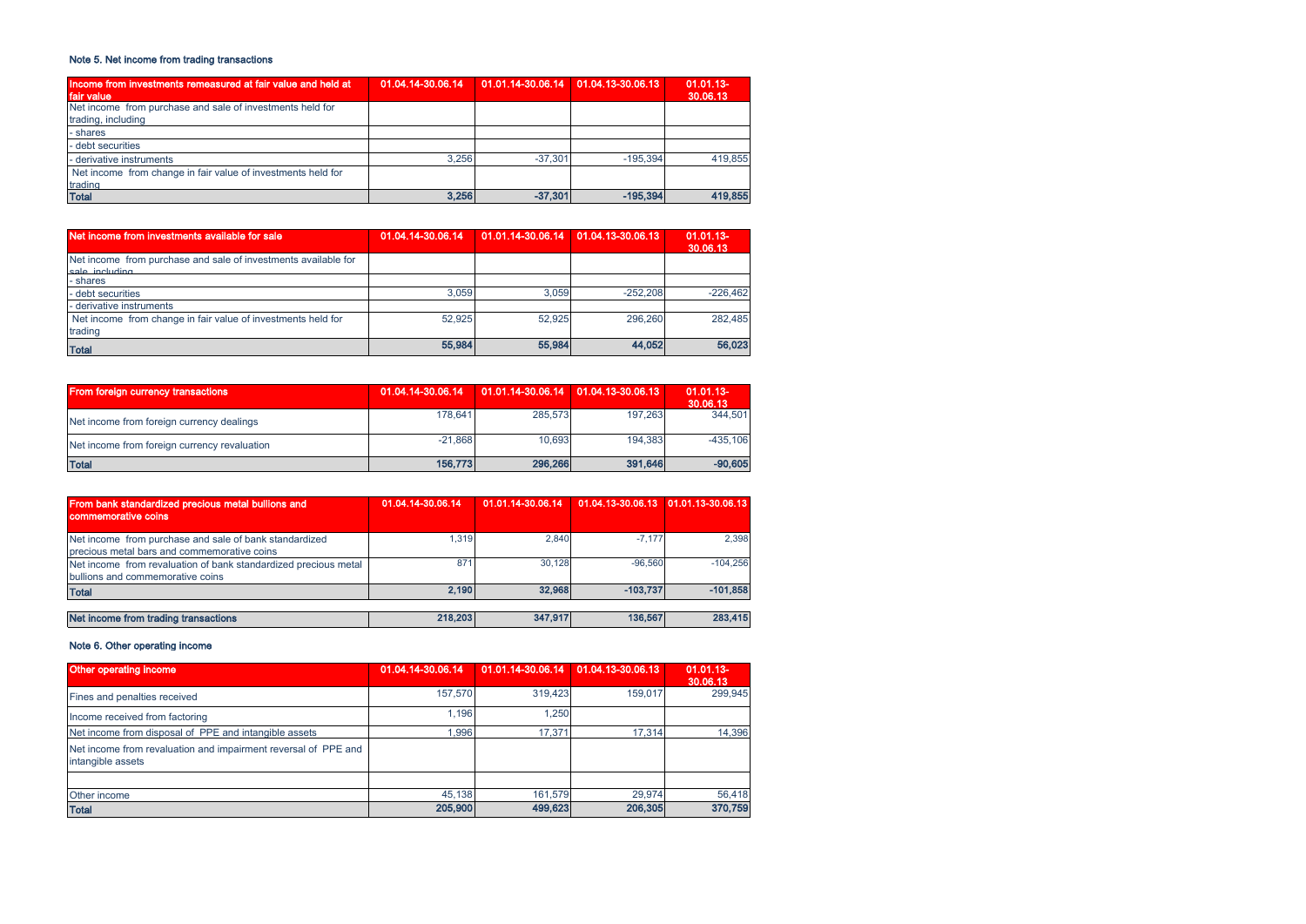### Note 5. Net income from trading transactions

| Income from investments remeasured at fair value and held at fair value | 01.04.14-30.06.14 | 01.01.14-30.06.14 | 01.04.13-30.06.13 | 01.01.13-30.06.13 |
|---|---|---|---|---|
| Net income from purchase and sale of investments held for trading, including | | | | |
| - shares | | | | |
| - debt securities | | | | |
| - derivative instruments | 3,256 | -37,301 | -195,394 | 419,855 |
| Net income from change in fair value of investments held for trading | | | | |
| **Total** | **3,256** | **-37,301** | **-195,394** | **419,855** |

| Net income from investments available for sale | 01.04.14-30.06.14 | 01.01.14-30.06.14 | 01.04.13-30.06.13 | 01.01.13-30.06.13 |
|---|---|---|---|---|
| Net income from purchase and sale of investments available for sale, including | | | | |
| - shares | | | | |
| - debt securities | 3,059 | 3,059 | -252,208 | -226,462 |
| - derivative instruments | | | | |
| Net income from change in fair value of investments held for trading | 52,925 | 52,925 | 296,260 | 282,485 |
| **Total** | **55,984** | **55,984** | **44,052** | **56,023** |

| From foreign currency transactions | 01.04.14-30.06.14 | 01.01.14-30.06.14 | 01.04.13-30.06.13 | 01.01.13-30.06.13 |
|---|---|---|---|---|
| Net income from foreign currency dealings | 178,641 | 285,573 | 197,263 | 344,501 |
| Net income from foreign currency revaluation | -21,868 | 10,693 | 194,383 | -435,106 |
| **Total** | **156,773** | **296,266** | **391,646** | **-90,605** |

| From bank standardized precious metal bullions and commemorative coins | 01.04.14-30.06.14 | 01.01.14-30.06.14 | 01.04.13-30.06.13 | 01.01.13-30.06.13 |
|---|---|---|---|---|
| Net income from purchase and sale of bank standardized precious metal bars and commemorative coins | 1,319 | 2,840 | -7,177 | 2,398 |
| Net income from revaluation of bank standardized precious metal bullions and commemorative coins | 871 | 30,128 | -96,560 | -104,256 |
| **Total** | **2,190** | **32,968** | **-103,737** | **-101,858** |
| | | | | |
| **Net income from trading transactions** | **218,203** | **347,917** | **136,567** | **283,415** |

### Note 6. Other operating income

| Other operating income | 01.04.14-30.06.14 | 01.01.14-30.06.14 | 01.04.13-30.06.13 | 01.01.13-30.06.13 |
|---|---|---|---|---|
| Fines and penalties received | 157,570 | 319,423 | 159,017 | 299,945 |
| Income received from factoring | 1,196 | 1,250 | | |
| Net income from disposal of PPE and intangible assets | 1,996 | 17,371 | 17,314 | 14,396 |
| Net income from revaluation and impairment reversal of PPE and intangible assets | | | | |
| | | | | |
| Other income | 45,138 | 161,579 | 29,974 | 56,418 |
| **Total** | **205,900** | **499,623** | **206,305** | **370,759** |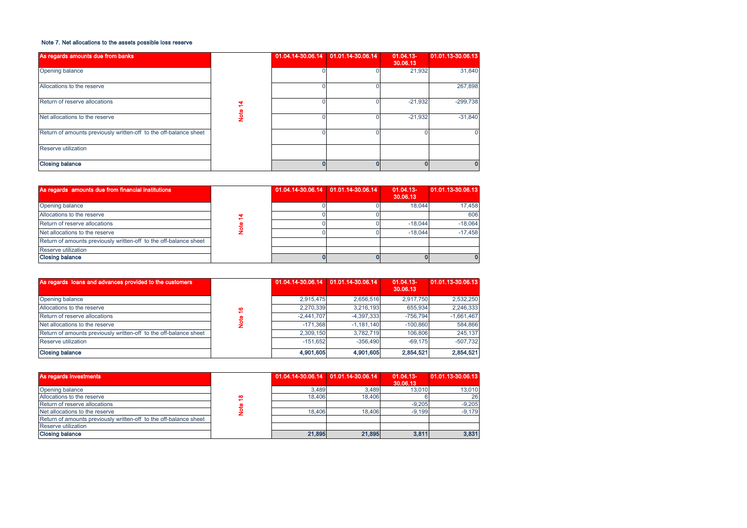### Note 7. Net allocations to the assets possible loss reserve

| As regards amounts due from banks | | 01.04.14-30.06.14 | 01.01.14-30.06.14 | 01.04.13-30.06.13 | 01.01.13-30.06.13 |
|---|---|---|---|---|---|
| Opening balance | Note 14 | 0 | 0 | 21,932 | 31,840 |
| Allocations to the reserve | | 0 | 0 | | 267,898 |
| Return of reserve allocations | | 0 | 0 | -21,932 | -299,738 |
| Net allocations to the reserve | | 0 | 0 | -21,932 | -31,840 |
| Return of amounts previously written-off to the off-balance sheet | | 0 | 0 | 0 | 0 |
| Reserve utilization | | | | | |
| **Closing balance** | | **0** | **0** | **0** | **0** |

| As regards amounts due from financial institutions | | 01.04.14-30.06.14 | 01.01.14-30.06.14 | 01.04.13-30.06.13 | 01.01.13-30.06.13 |
|---|---|---|---|---|---|
| Opening balance | Note 14 | 0 | 0 | 18,044 | 17,458 |
| Allocations to the reserve | | 0 | 0 | | 606 |
| Return of reserve allocations | | 0 | 0 | -18,044 | -18,064 |
| Net allocations to the reserve | | 0 | 0 | -18,044 | -17,458 |
| Return of amounts previously written-off to the off-balance sheet | | | | | |
| Reserve utilization | | | | | |
| **Closing balance** | | **0** | **0** | **0** | **0** |

| As regards loans and advances provided to the customers | | 01.04.14-30.06.14 | 01.01.14-30.06.14 | 01.04.13-30.06.13 | 01.01.13-30.06.13 |
|---|---|---|---|---|---|
| Opening balance | Note 16 | 2,915,475 | 2,656,516 | 2,917,750 | 2,532,250 |
| Allocations to the reserve | | 2,270,339 | 3,216,193 | 655,934 | 2,246,333 |
| Return of reserve allocations | | -2,441,707 | -4,397,333 | -756,794 | -1,661,467 |
| Net allocations to the reserve | | -171,368 | -1,181,140 | -100,860 | 584,866 |
| Return of amounts previously written-off to the off-balance sheet | | 2,309,150 | 3,782,719 | 106,806 | 245,137 |
| Reserve utilization | | -151,652 | -356,490 | -69,175 | -507,732 |
| **Closing balance** | | **4,901,605** | **4,901,605** | **2,854,521** | **2,854,521** |

| As regards investments | | 01.04.14-30.06.14 | 01.01.14-30.06.14 | 01.04.13-30.06.13 | 01.01.13-30.06.13 |
|---|---|---|---|---|---|
| Opening balance | Note 18 | 3,489 | 3,489 | 13,010 | 13,010 |
| Allocations to the reserve | | 18,406 | 18,406 | 6 | 26 |
| Return of reserve allocations | | | | -9,205 | -9,205 |
| Net allocations to the reserve | | 18,406 | 18,406 | -9,199 | -9,179 |
| Return of amounts previously written-off to the off-balance sheet | | | | | |
| Reserve utilization | | | | | |
| **Closing balance** | | **21,895** | **21,895** | **3,811** | **3,831** |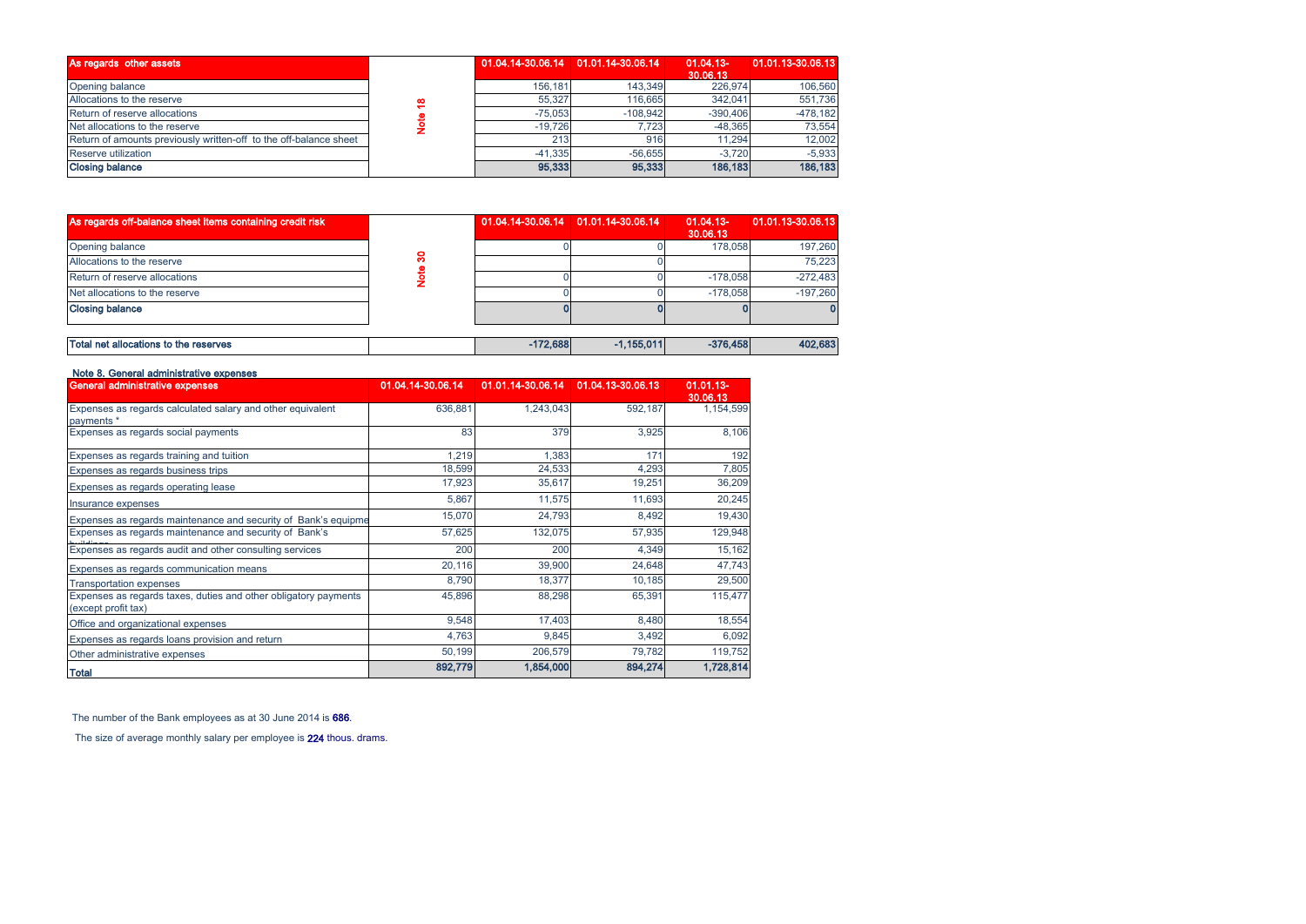| As regards other assets | | 01.04.14-30.06.14 | 01.01.14-30.06.14 | 01.04.13-30.06.13 | 01.01.13-30.06.13 |
|---|---|---|---|---|---|
| Opening balance | Note 18 | 156,181 | 143,349 | 226,974 | 106,560 |
| Allocations to the reserve | | 55,327 | 116,665 | 342,041 | 551,736 |
| Return of reserve allocations | | -75,053 | -108,942 | -390,406 | -478,182 |
| Net allocations to the reserve | | -19,726 | 7,723 | -48,365 | 73,554 |
| Return of amounts previously written-off to the off-balance sheet | | 213 | 916 | 11,294 | 12,002 |
| Reserve utilization | | -41,335 | -56,655 | -3,720 | -5,933 |
| **Closing balance** | | **95,333** | **95,333** | **186,183** | **186,183** |

| As regards off-balance sheet items containing credit risk | | 01.04.14-30.06.14 | 01.01.14-30.06.14 | 01.04.13-30.06.13 | 01.01.13-30.06.13 |
|---|---|---|---|---|---|
| Opening balance | Note 30 | 0 | 0 | 178,058 | 197,260 |
| Allocations to the reserve | | | 0 | | 75,223 |
| Return of reserve allocations | | 0 | 0 | -178,058 | -272,483 |
| Net allocations to the reserve | | 0 | 0 | -178,058 | -197,260 |
| **Closing balance** | | **0** | **0** | **0** | **0** |
| **Total net allocations to the reserves** | | **-172,688** | **-1,155,011** | **-376,458** | **402,683** |

**Note 8. General administrative expenses**

| General administrative expenses | 01.04.14-30.06.14 | 01.01.14-30.06.14 | 01.04.13-30.06.13 | 01.01.13-30.06.13 |
|---|---|---|---|---|
| Expenses as regards calculated salary and other equivalent payments * | 636,881 | 1,243,043 | 592,187 | 1,154,599 |
| Expenses as regards social payments | 83 | 379 | 3,925 | 8,106 |
| Expenses as regards training and tuition | 1,219 | 1,383 | 171 | 192 |
| Expenses as regards business trips | 18,599 | 24,533 | 4,293 | 7,805 |
| Expenses as regards operating lease | 17,923 | 35,617 | 19,251 | 36,209 |
| Insurance expenses | 5,867 | 11,575 | 11,693 | 20,245 |
| Expenses as regards maintenance and security of Bank's equipme | 15,070 | 24,793 | 8,492 | 19,430 |
| Expenses as regards maintenance and security of Bank's buildings | 57,625 | 132,075 | 57,935 | 129,948 |
| Expenses as regards audit and other consulting services | 200 | 200 | 4,349 | 15,162 |
| Expenses as regards communication means | 20,116 | 39,900 | 24,648 | 47,743 |
| Transportation expenses | 8,790 | 18,377 | 10,185 | 29,500 |
| Expenses as regards taxes, duties and other obligatory payments (except profit tax) | 45,896 | 88,298 | 65,391 | 115,477 |
| Office and organizational expenses | 9,548 | 17,403 | 8,480 | 18,554 |
| Expenses as regards loans provision and return | 4,763 | 9,845 | 3,492 | 6,092 |
| Other administrative expenses | 50,199 | 206,579 | 79,782 | 119,752 |
| **Total** | **892,779** | **1,854,000** | **894,274** | **1,728,814** |

The number of the Bank employees as at 30 June 2014 is **686**.

The size of average monthly salary per employee is **224** thous. drams.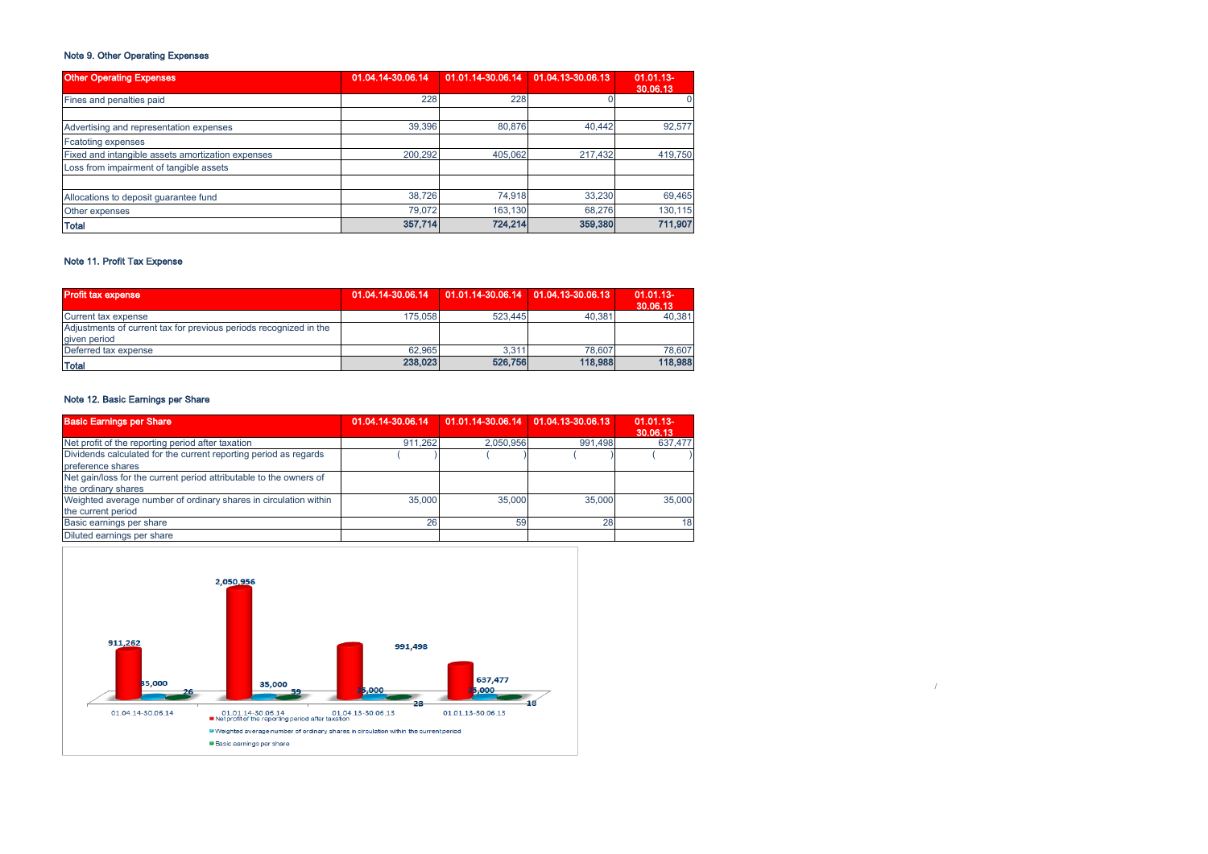### Note 9. Other Operating Expenses

| Other Operating Expenses | 01.04.14-30.06.14 | 01.01.14-30.06.14 | 01.04.13-30.06.13 | 01.01.13-30.06.13 |
|---|---|---|---|---|
| Fines and penalties paid | 228 | 228 | 0 | 0 |
| | | | | |
| Advertising and representation expenses | 39,396 | 80,876 | 40,442 | 92,577 |
| Fcatoting expenses | | | | |
| Fixed and intangible assets amortization expenses | 200,292 | 405,062 | 217,432 | 419,750 |
| Loss from impairment of tangible assets | | | | |
| | | | | |
| Allocations to deposit guarantee fund | 38,726 | 74,918 | 33,230 | 69,465 |
| Other expenses | 79,072 | 163,130 | 68,276 | 130,115 |
| **Total** | **357,714** | **724,214** | **359,380** | **711,907** |

### Note 11. Profit Tax Expense

| Profit tax expense | 01.04.14-30.06.14 | 01.01.14-30.06.14 | 01.04.13-30.06.13 | 01.01.13-30.06.13 |
|---|---|---|---|---|
| Current tax expense | 175,058 | 523,445 | 40,381 | 40,381 |
| Adjustments of current tax for previous periods recognized in the given period | | | | |
| Deferred tax expense | 62,965 | 3,311 | 78,607 | 78,607 |
| **Total** | **238,023** | **526,756** | **118,988** | **118,988** |

### Note 12. Basic Earnings per Share

| Basic Earnings per Share | 01.04.14-30.06.14 | 01.01.14-30.06.14 | 01.04.13-30.06.13 | 01.01.13-30.06.13 |
|---|---|---|---|---|
| Net profit of the reporting period after taxation | 911,262 | 2,050,956 | 991,498 | 637,477 |
| Dividends calculated for the current reporting period as regards preference shares | ( ) | ( ) | ( ) | ( ) |
| Net gain/loss for the current period attributable to the owners of the ordinary shares | | | | |
| Weighted average number of ordinary shares in circulation within the current period | 35,000 | 35,000 | 35,000 | 35,000 |
| Basic earnings per share | 26 | 59 | 28 | 18 |
| Diluted earnings per share | | | | |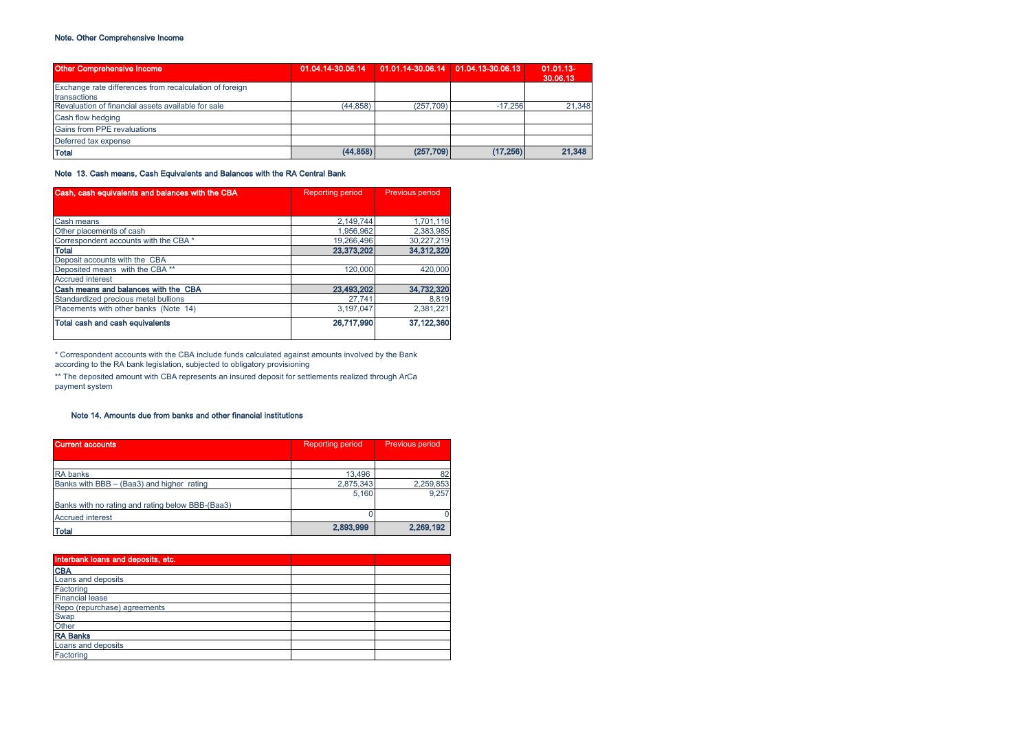### Note. Other Comprehensive Income

| Other Comprehensive Income | 01.04.14-30.06.14 | 01.01.14-30.06.14 | 01.04.13-30.06.13 | 01.01.13-30.06.13 |
|---|---|---|---|---|
| Exchange rate differences from recalculation of foreign transactions | | | | |
| Revaluation of financial assets available for sale | (44,858) | (257,709) | -17,256 | 21,348 |
| Cash flow hedging | | | | |
| Gains from PPE revaluations | | | | |
| Deferred tax expense | | | | |
| **Total** | **(44,858)** | **(257,709)** | **(17,256)** | **21,348** |

### Note 13. Cash means, Cash Equivalents and Balances with the RA Central Bank

| Cash, cash equivalents and balances with the CBA | Reporting period | Previous period |
|---|---|---|
| Cash means | 2,149,744 | 1,701,116 |
| Other placements of cash | 1,956,962 | 2,383,985 |
| Correspondent accounts with the CBA * | 19,266,496 | 30,227,219 |
| **Total** | **23,373,202** | **34,312,320** |
| Deposit accounts with the CBA | | |
| Deposited means with the CBA ** | 120,000 | 420,000 |
| Accrued interest | | |
| **Cash means and balances with the CBA** | **23,493,202** | **34,732,320** |
| Standardized precious metal bullions | 27,741 | 8,819 |
| Placements with other banks (Note 14) | 3,197,047 | 2,381,221 |
| **Total cash and cash equivalents** | **26,717,990** | **37,122,360** |

\* Correspondent accounts with the CBA include funds calculated against amounts involved by the Bank according to the RA bank legislation, subjected to obligatory provisioning

\** The deposited amount with CBA represents an insured deposit for settlements realized through ArCa payment system

### Note 14. Amounts due from banks and other financial institutions

| Current accounts | Reporting period | Previous period |
|---|---|---|
| RA banks | 13,496 | 82 |
| Banks with BBB – (Baa3) and higher rating | 2,875,343 | 2,259,853 |
| Banks with no rating and rating below BBB-(Baa3) | 5,160 | 9,257 |
| Accrued interest | 0 | 0 |
| **Total** | **2,893,999** | **2,269,192** |

| Interbank loans and deposits, etc. | | |
|---|---|---|
| **CBA** | | |
| Loans and deposits | | |
| Factoring | | |
| Financial lease | | |
| Repo (repurchase) agreements | | |
| Swap | | |
| Other | | |
| **RA Banks** | | |
| Loans and deposits | | |
| Factoring | | |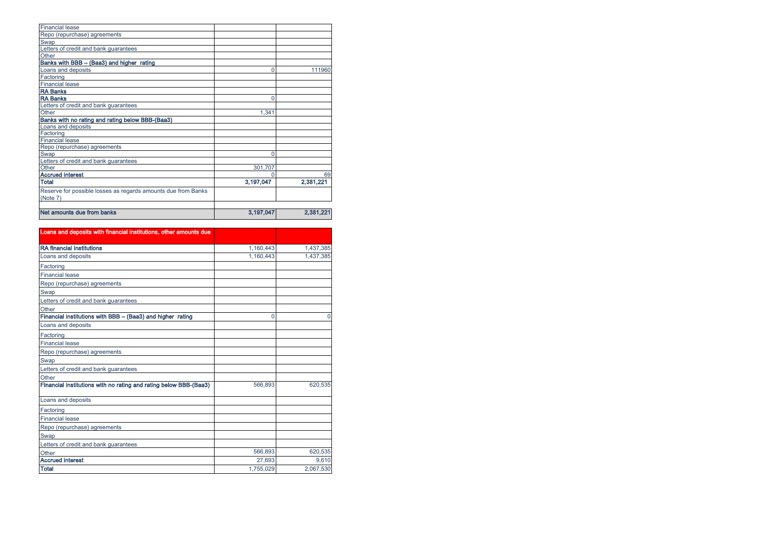| | | |
|---|---|---|
| Financial lease | | |
| Repo (repurchase) agreements | | |
| Swap | | |
| Letters of credit and bank guarantees | | |
| Other | | |
| **Banks with BBB – (Baa3) and higher rating** | | |
| Loans and deposits | 0 | 111960 |
| Factoring | | |
| Financial lease | | |
| **RA Banks** | | |
| **RA Banks** | 0 | |
| Letters of credit and bank guarantees | | |
| Other | 1,341 | |
| **Banks with no rating and rating below BBB-(Baa3)** | | |
| Loans and deposits | | |
| Factoring | | |
| Financial lease | | |
| Repo (repurchase) agreements | | |
| Swap | 0 | |
| Letters of credit and bank guarantees | | |
| Other | 301,707 | |
| **Accrued interest** | 0 | 69 |
| **Total** | **3,197,047** | **2,381,221** |
| Reserve for possible losses as regards amounts due from Banks (Note 7) | | |
| **Net amounts due from banks** | **3,197,047** | **2,381,221** |

| **Loans and deposits with financial institutions, other amounts due** | | |
|---|---|---|
| **RA financial institutions** | 1,160,443 | 1,437,385 |
| Loans and deposits | 1,160,443 | 1,437,385 |
| Factoring | | |
| Financial lease | | |
| Repo (repurchase) agreements | | |
| Swap | | |
| Letters of credit and bank guarantees | | |
| Other | | |
| **Financial institutions with BBB – (Baa3) and higher rating** | 0 | 0 |
| Loans and deposits | | |
| Factoring | | |
| Financial lease | | |
| Repo (repurchase) agreements | | |
| Swap | | |
| Letters of credit and bank guarantees | | |
| Other | | |
| **Financial institutions with no rating and rating below BBB-(Baa3)** | 566,893 | 620,535 |
| Loans and deposits | | |
| Factoring | | |
| Financial lease | | |
| Repo (repurchase) agreements | | |
| Swap | | |
| Letters of credit and bank guarantees | | |
| Other | 566,893 | 620,535 |
| **Accrued interest** | 27,693 | 9,610 |
| **Total** | 1,755,029 | 2,067,530 |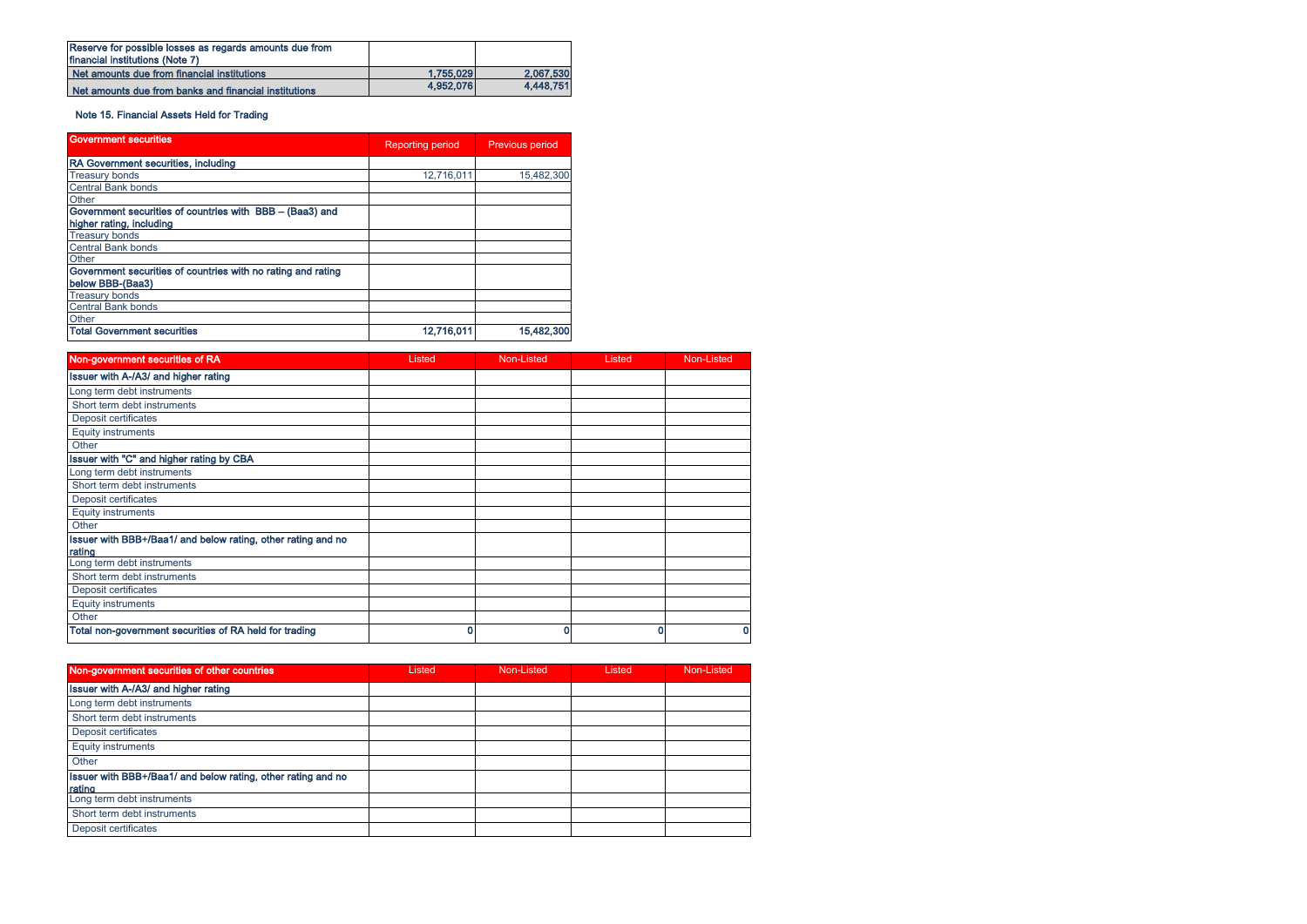| Reserve for possible losses as regards amounts due from financial institutions (Note 7) | | |
|---|---|---|
| Net amounts due from financial institutions | 1,755,029 | 2,067,530 |
| Net amounts due from banks and financial institutions | 4,952,076 | 4,448,751 |

Note 15. Financial Assets Held for Trading

| Government securities | Reporting period | Previous period |
|---|---|---|
| RA Government securities, including | | |
| Treasury bonds | 12,716,011 | 15,482,300 |
| Central Bank bonds | | |
| Other | | |
| Government securities of countries with BBB – (Baa3) and higher rating, including | | |
| Treasury bonds | | |
| Central Bank bonds | | |
| Other | | |
| Government securities of countries with no rating and rating below BBB-(Baa3) | | |
| Treasury bonds | | |
| Central Bank bonds | | |
| Other | | |
| Total Government securities | 12,716,011 | 15,482,300 |

| Non-government securities of RA | Listed | Non-Listed | Listed | Non-Listed |
|---|---|---|---|---|
| Issuer with A-/A3/ and higher rating | | | | |
| Long term debt instruments | | | | |
| Short term debt instruments | | | | |
| Deposit certificates | | | | |
| Equity instruments | | | | |
| Other | | | | |
| Issuer with "C" and higher rating by CBA | | | | |
| Long term debt instruments | | | | |
| Short term debt instruments | | | | |
| Deposit certificates | | | | |
| Equity instruments | | | | |
| Other | | | | |
| Issuer with BBB+/Baa1/ and below rating, other rating and no rating | | | | |
| Long term debt instruments | | | | |
| Short term debt instruments | | | | |
| Deposit certificates | | | | |
| Equity instruments | | | | |
| Other | | | | |
| Total non-government securities of RA held for trading | 0 | 0 | 0 | 0 |

| Non-government securities of other countries | Listed | Non-Listed | Listed | Non-Listed |
|---|---|---|---|---|
| Issuer with A-/A3/ and higher rating | | | | |
| Long term debt instruments | | | | |
| Short term debt instruments | | | | |
| Deposit certificates | | | | |
| Equity instruments | | | | |
| Other | | | | |
| Issuer with BBB+/Baa1/ and below rating, other rating and no rating | | | | |
| Long term debt instruments | | | | |
| Short term debt instruments | | | | |
| Deposit certificates | | | | |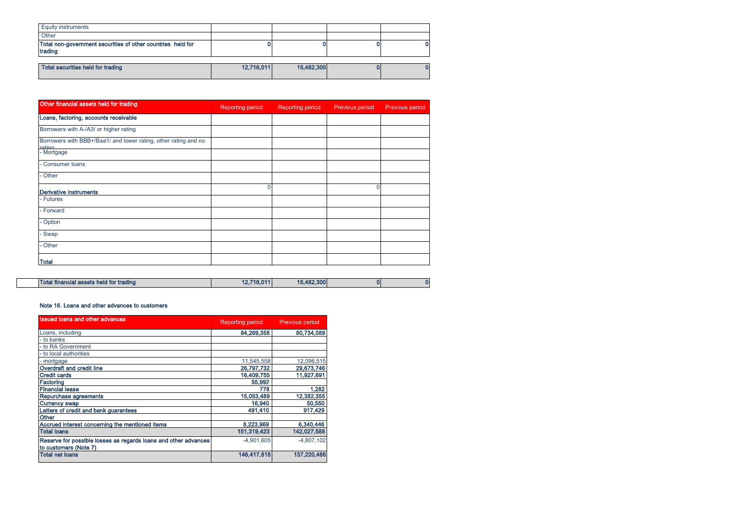| | | | | |
|---|---|---|---|---|
| Equity instruments | | | | |
| Other | | | | |
| **Total non-government securities of other countries held for trading** | **0** | **0** | **0** | **0** |

| | | | | |
|---|---|---|---|---|
| **Total securities held for trading** | **12,716,011** | **15,482,300** | **0** | **0** |

| **Other financial assets held for trading** | Reporting period | Reporting period | Previous period | Previous period |
|---|---|---|---|---|
| **Loans, factoring, accounts receivable** | | | | |
| Borrowers with A-/A3/ or higher rating | | | | |
| Borrowers with BBB+/Baa1/ and lower rating, other rating and no rating | | | | |
| - Mortgage | | | | |
| - Consumer loans | | | | |
| - Other | | | | |
| **Derivative instruments** | 0 | | 0 | |
| - Futures | | | | |
| - Forward | | | | |
| - Option | | | | |
| - Swap | | | | |
| - Other | | | | |
| **Total** | | | | |

| | | | | |
|---|---|---|---|---|
| **Total financial assets held for trading** | **12,716,011** | **15,482,300** | **0** | **0** |

**Note 16. Loans and other advances to customers**

| **Issued loans and other advances** | Reporting period | Previous period |
|---|---|---|
| Loans, including | **84,269,358** | **80,734,089** |
| - to banks | | |
| - to RA Government | | |
| - to local authorities | | |
| - mortgage | 11,545,558 | 12,096,515 |
| **Overdraft and credit line** | **26,797,732** | **29,673,746** |
| **Credit cards** | **16,409,755** | **11,927,691** |
| **Factoring** | **55,992** | |
| **Financial lease** | **778** | **1,282** |
| **Repurchase agreements** | **15,053,489** | **12,382,355** |
| **Currency swap** | **16,940** | **50,550** |
| **Letters of credit and bank guarantees** | **491,410** | **917,429** |
| **Other** | | |
| **Accrued interest concerning the mentioned items** | **8,223,969** | **6,340,446** |
| **Total loans** | **151,319,423** | **142,027,588** |
| **Reserve for possible losses as regards loans and other advances to customers (Note 7)** | -4,901,605 | -4,807,102 |
| **Total net loans** | **146,417,818** | **137,220,486** |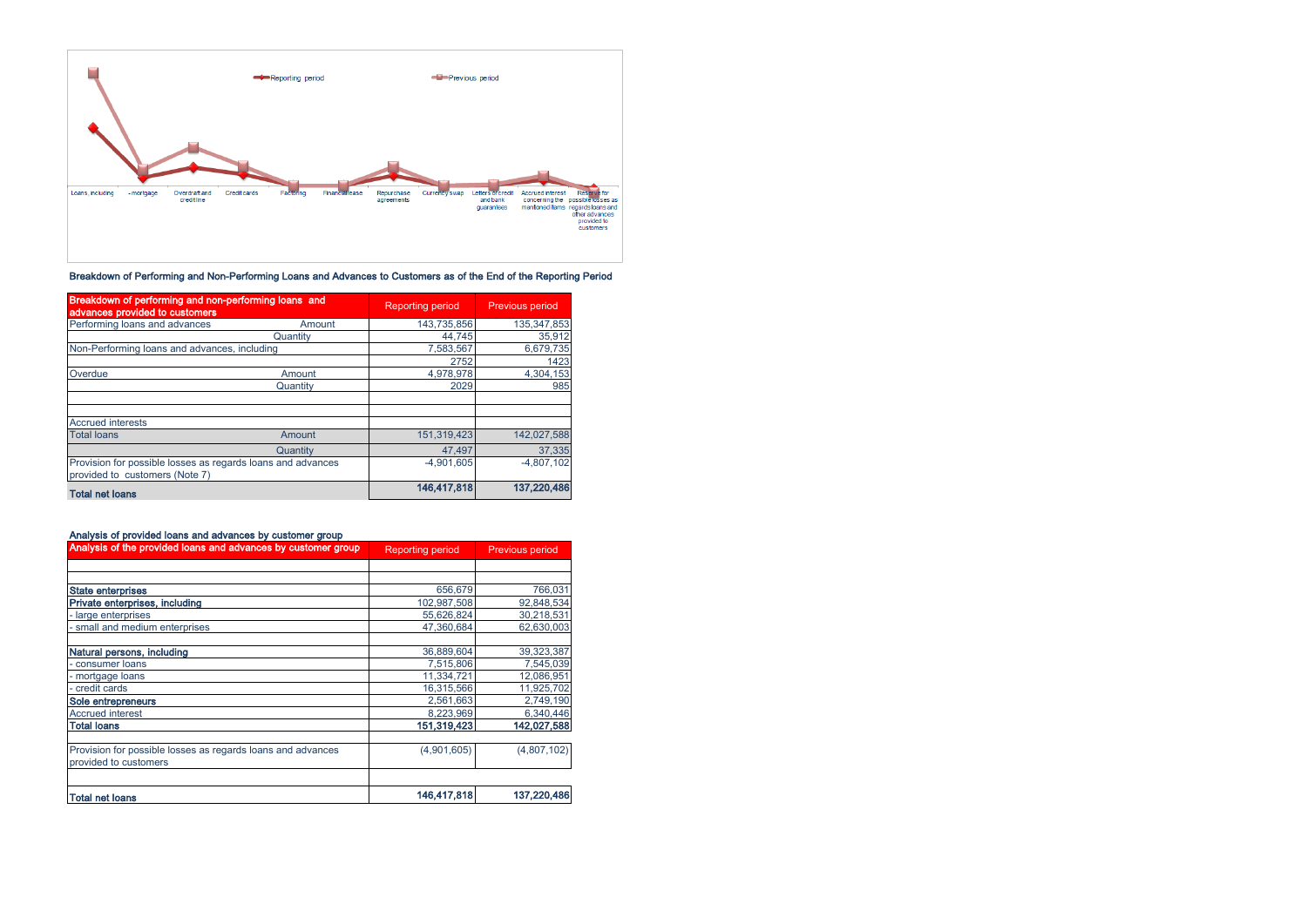Reporting period — Previous period

Loans, including | - mortgage | Overdraft and credit line | Credit cards | Factoring | Financial lease | Repurchase agreements | Currency swap | Letters of credit and bank guarantees | Accrued interest concerning the mentioned items | Reserve for possible losses as regards loans and other advances provided to customers

### Breakdown of Performing and Non-Performing Loans and Advances to Customers as of the End of the Reporting Period

| Breakdown of performing and non-performing loans and advances provided to customers | | Reporting period | Previous period |
|---|---|---|---|
| Performing loans and advances | Amount | 143,735,856 | 135,347,853 |
| | Quantity | 44,745 | 35,912 |
| Non-Performing loans and advances, including | | 7,583,567 | 6,679,735 |
| | | 2752 | 1423 |
| Overdue | Amount | 4,978,978 | 4,304,153 |
| | Quantity | 2029 | 985 |
| | | | |
| | | | |
| Accrued interests | | | |
| Total loans | Amount | 151,319,423 | 142,027,588 |
| | Quantity | 47,497 | 37,335 |
| Provision for possible losses as regards loans and advances provided to customers (Note 7) | | -4,901,605 | -4,807,102 |
| **Total net loans** | | **146,417,818** | **137,220,486** |

Analysis of provided loans and advances by customer group

| Analysis of the provided loans and advances by customer group | Reporting period | Previous period |
|---|---|---|
| | | |
| | | |
| **State enterprises** | 656,679 | 766,031 |
| **Private enterprises, including** | 102,987,508 | 92,848,534 |
| - large enterprises | 55,626,824 | 30,218,531 |
| - small and medium enterprises | 47,360,684 | 62,630,003 |
| | | |
| **Natural persons, including** | 36,889,604 | 39,323,387 |
| - consumer loans | 7,515,806 | 7,545,039 |
| - mortgage loans | 11,334,721 | 12,086,951 |
| - credit cards | 16,315,566 | 11,925,702 |
| **Sole entrepreneurs** | 2,561,663 | 2,749,190 |
| Accrued interest | 8,223,969 | 6,340,446 |
| **Total loans** | **151,319,423** | **142,027,588** |
| | | |
| Provision for possible losses as regards loans and advances provided to customers | (4,901,605) | (4,807,102) |
| | | |
| **Total net loans** | **146,417,818** | **137,220,486** |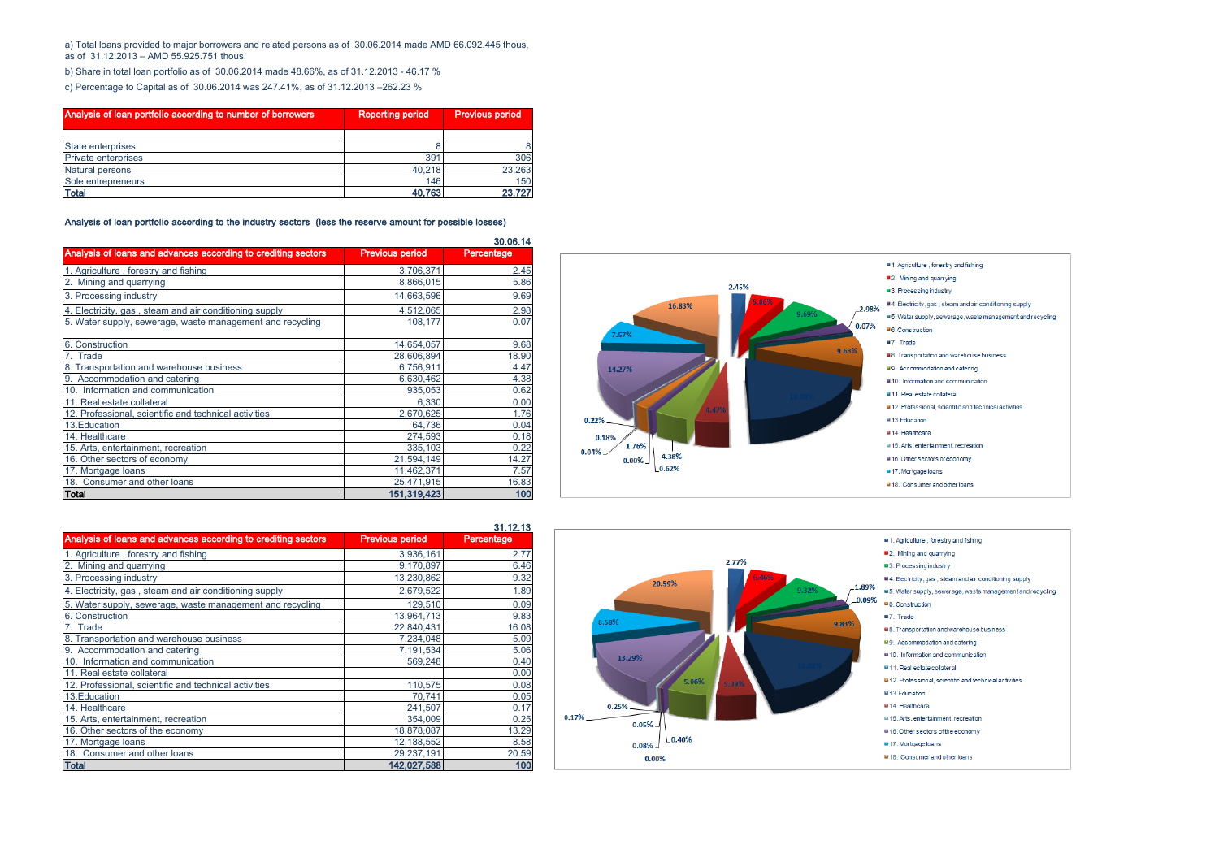a) Total loans provided to major borrowers and related persons as of 30.06.2014 made AMD 66.092.445 thous, as of 31.12.2013 – AMD 55.925.751 thous.

b) Share in total loan portfolio as of 30.06.2014 made 48.66%, as of 31.12.2013 - 46.17 %

c) Percentage to Capital as of 30.06.2014 was 247.41%, as of 31.12.2013 –262.23 %

| Analysis of loan portfolio according to number of borrowers | Reporting period | Previous period |
|---|---|---|
| State enterprises | 8 | 8 |
| Private enterprises | 391 | 306 |
| Natural persons | 40,218 | 23,263 |
| Sole entrepreneurs | 146 | 150 |
| **Total** | **40,763** | **23,727** |

**Analysis of loan portfolio according to the industry sectors (less the reserve amount for possible losses)**

30.06.14

| Analysis of loans and advances according to crediting sectors | Previous period | Percentage |
|---|---|---|
| 1. Agriculture , forestry and fishing | 3,706,371 | 2.45 |
| 2. Mining and quarrying | 8,866,015 | 5.86 |
| 3. Processing industry | 14,663,596 | 9.69 |
| 4. Electricity, gas , steam and air conditioning supply | 4,512,065 | 2.98 |
| 5. Water supply, sewerage, waste management and recycling | 108,177 | 0.07 |
| 6. Construction | 14,654,057 | 9.68 |
| 7. Trade | 28,606,894 | 18.90 |
| 8. Transportation and warehouse business | 6,756,911 | 4.47 |
| 9. Accommodation and catering | 6,630,462 | 4.38 |
| 10. Information and communication | 935,053 | 0.62 |
| 11. Real estate collateral | 6,330 | 0.00 |
| 12. Professional, scientific and technical activities | 2,670,625 | 1.76 |
| 13.Education | 64,736 | 0.04 |
| 14. Healthcare | 274,593 | 0.18 |
| 15. Arts, entertainment, recreation | 335,103 | 0.22 |
| 16. Other sectors of economy | 21,594,149 | 14.27 |
| 17. Mortgage loans | 11,462,371 | 7.57 |
| 18. Consumer and other loans | 25,471,915 | 16.83 |
| **Total** | **151,319,423** | **100** |

31.12.13

| Analysis of loans and advances according to crediting sectors | Previous period | Percentage |
|---|---|---|
| 1. Agriculture , forestry and fishing | 3,936,161 | 2.77 |
| 2. Mining and quarrying | 9,170,897 | 6.46 |
| 3. Processing industry | 13,230,862 | 9.32 |
| 4. Electricity, gas , steam and air conditioning supply | 2,679,522 | 1.89 |
| 5. Water supply, sewerage, waste management and recycling | 129,510 | 0.09 |
| 6. Construction | 13,964,713 | 9.83 |
| 7. Trade | 22,840,431 | 16.08 |
| 8. Transportation and warehouse business | 7,234,048 | 5.09 |
| 9. Accommodation and catering | 7,191,534 | 5.06 |
| 10. Information and communication | 569,248 | 0.40 |
| 11. Real estate collateral | | 0.00 |
| 12. Professional, scientific and technical activities | 110,575 | 0.08 |
| 13.Education | 70,741 | 0.05 |
| 14. Healthcare | 241,507 | 0.17 |
| 15. Arts, entertainment, recreation | 354,009 | 0.25 |
| 16. Other sectors of the economy | 18,878,087 | 13.29 |
| 17. Mortgage loans | 12,188,552 | 8.58 |
| 18. Consumer and other loans | 29,237,191 | 20.59 |
| **Total** | **142,027,588** | **100** |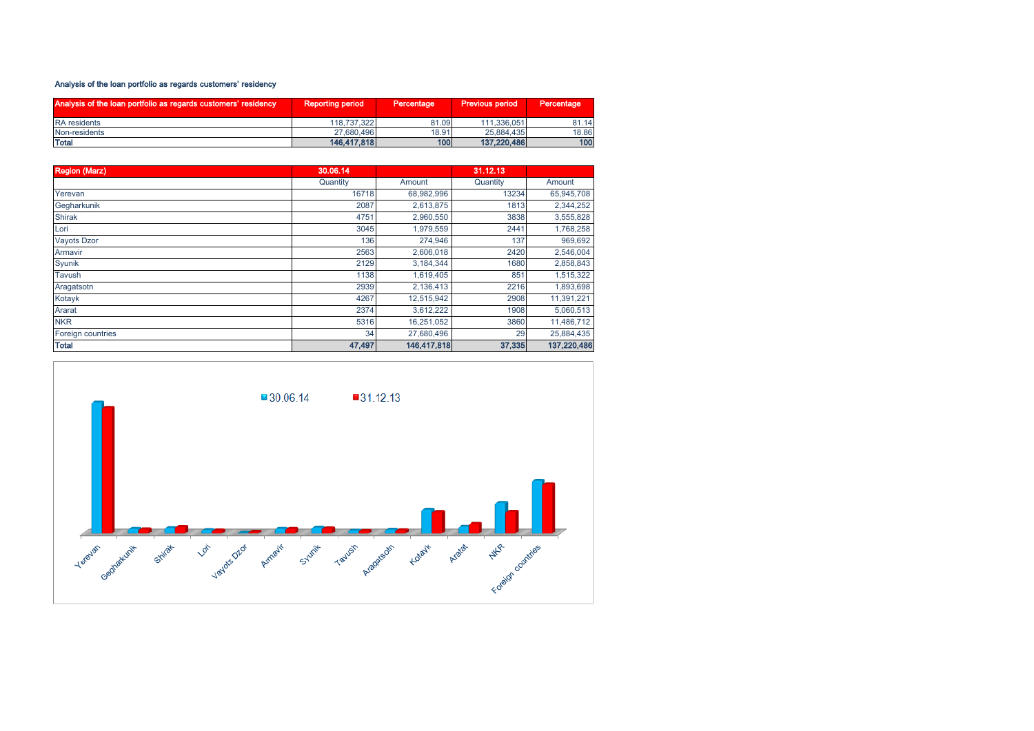### Analysis of the loan portfolio as regards customers' residency

| Analysis of the loan portfolio as regards customers' residency | Reporting period | Percentage | Previous period | Percentage |
|---|---|---|---|---|
| RA residents | 118,737,322 | 81.09 | 111,336,051 | 81.14 |
| Non-residents | 27,680,496 | 18.91 | 25,884,435 | 18.86 |
| **Total** | **146,417,818** | **100** | **137,220,486** | **100** |

| Region (Marz) | 30.06.14 | | 31.12.13 | |
|---|---|---|---|---|
| | Quantity | Amount | Quantity | Amount |
| Yerevan | 16718 | 68,982,996 | 13234 | 65,945,708 |
| Gegharkunik | 2087 | 2,613,875 | 1813 | 2,344,252 |
| Shirak | 4751 | 2,960,550 | 3838 | 3,555,828 |
| Lori | 3045 | 1,979,559 | 2441 | 1,768,258 |
| Vayots Dzor | 136 | 274,946 | 137 | 969,692 |
| Armavir | 2563 | 2,606,018 | 2420 | 2,546,004 |
| Syunik | 2129 | 3,184,344 | 1680 | 2,858,843 |
| Tavush | 1138 | 1,619,405 | 851 | 1,515,322 |
| Aragatsotn | 2939 | 2,136,413 | 2216 | 1,893,698 |
| Kotayk | 4267 | 12,515,942 | 2908 | 11,391,221 |
| Ararat | 2374 | 3,612,222 | 1908 | 5,060,513 |
| NKR | 5316 | 16,251,052 | 3860 | 11,486,712 |
| Foreign countries | 34 | 27,680,496 | 29 | 25,884,435 |
| **Total** | **47,497** | **146,417,818** | **37,335** | **137,220,486** |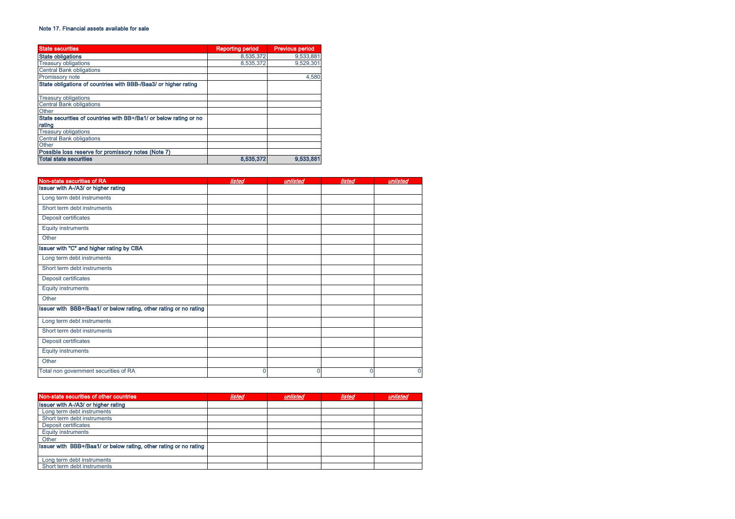### Note 17. Financial assets available for sale

| State securities | Reporting period | Previous period |
|---|---|---|
| **State obligations** | 8,535,372 | 9,533,881 |
| Treasury obligations | 8,535,372 | 9,529,301 |
| Central Bank obligations | | |
| Promissory note | | 4,580 |
| **State obligations of countries with BBB-/Baa3/ or higher rating** | | |
| Treasury obligations | | |
| Central Bank obligations | | |
| Other | | |
| **State securities of countries with BB+/Ba1/ or below rating or no rating** | | |
| Treasury obligations | | |
| Central Bank obligations | | |
| Other | | |
| **Possible loss reserve for promissory notes (Note 7)** | | |
| **Total state securities** | **8,535,372** | **9,533,881** |

| Non-state securities of RA | *listed* | *unlisted* | *listed* | *unlisted* |
|---|---|---|---|---|
| **Issuer with A-/A3/ or higher rating** | | | | |
| Long term debt instruments | | | | |
| Short term debt instruments | | | | |
| Deposit certificates | | | | |
| Equity instruments | | | | |
| Other | | | | |
| **Issuer with "C" and higher rating by CBA** | | | | |
| Long term debt instruments | | | | |
| Short term debt instruments | | | | |
| Deposit certificates | | | | |
| Equity instruments | | | | |
| Other | | | | |
| **Issuer with BBB+/Baa1/ or below rating, other rating or no rating** | | | | |
| Long term debt instruments | | | | |
| Short term debt instruments | | | | |
| Deposit certificates | | | | |
| Equity instruments | | | | |
| Other | | | | |
| Total non government securities of RA | 0 | 0 | 0 | 0 |

| Non-state securities of other countries | *listed* | *unlisted* | *listed* | *unlisted* |
|---|---|---|---|---|
| **Issuer with A-/A3/ or higher rating** | | | | |
| Long term debt instruments | | | | |
| Short term debt instruments | | | | |
| Deposit certificates | | | | |
| Equity instruments | | | | |
| Other | | | | |
| **Issuer with BBB+/Baa1/ or below rating, other rating or no rating** | | | | |
| Long term debt instruments | | | | |
| Short term debt instruments | | | | |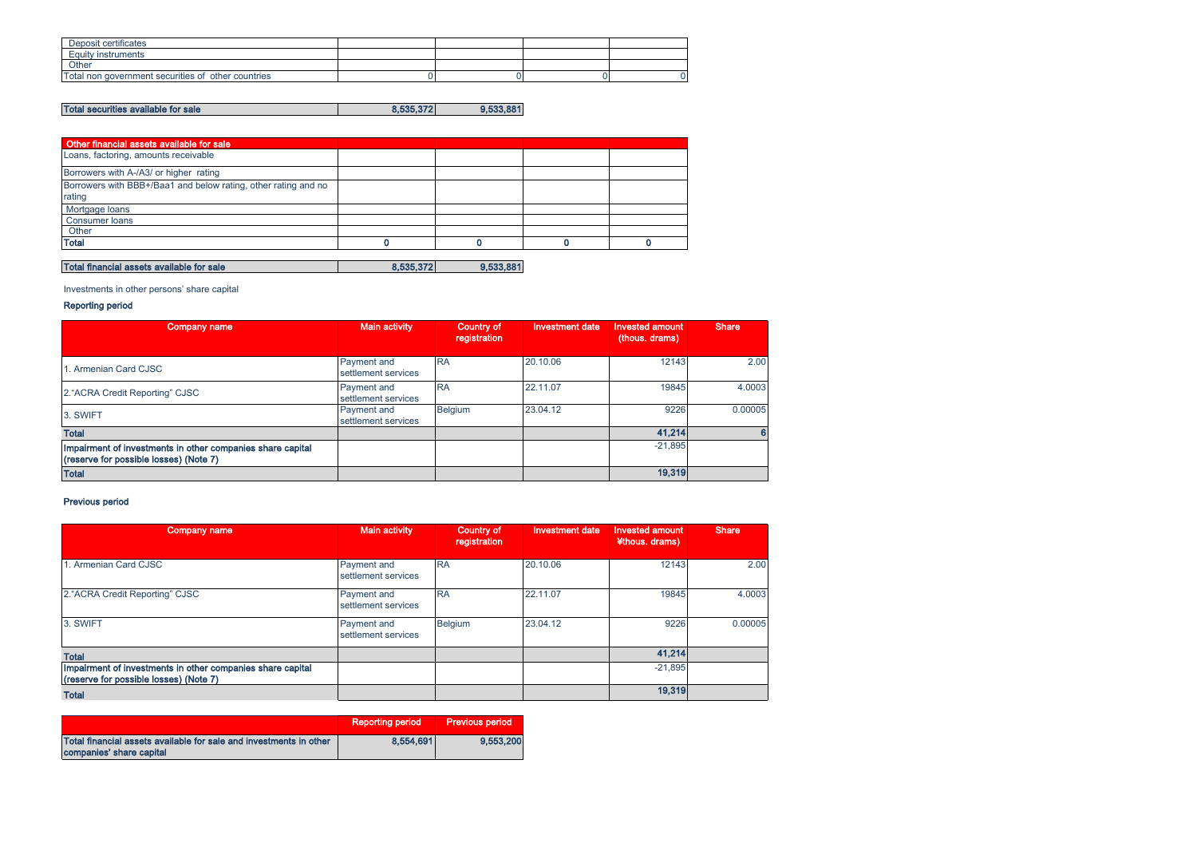| | | | | |
|---|---|---|---|---|
| Deposit certificates | | | | |
| Equity instruments | | | | |
| Other | | | | |
| Total non government securities of other countries | 0 | 0 | 0 | 0 |

| | | |
|---|---|---|
| **Total securities available for sale** | **8,535,372** | **9,533,881** |

| Other financial assets available for sale | | | | |
|---|---|---|---|---|
| Loans, factoring, amounts receivable | | | | |
| Borrowers with A-/A3/ or higher rating | | | | |
| Borrowers with BBB+/Baa1 and below rating, other rating and no rating | | | | |
| Mortgage loans | | | | |
| Consumer loans | | | | |
| Other | | | | |
| **Total** | **0** | **0** | **0** | **0** |

| | | |
|---|---|---|
| **Total financial assets available for sale** | **8,535,372** | **9,533,881** |

Investments in other persons' share capital

**Reporting period**

| Company name | Main activity | Country of registration | Investment date | Invested amount (thous. drams) | Share |
|---|---|---|---|---|---|
| 1. Armenian Card CJSC | Payment and settlement services | RA | 20.10.06 | 12143 | 2.00 |
| 2."ACRA Credit Reporting" CJSC | Payment and settlement services | RA | 22.11.07 | 19845 | 4.0003 |
| 3. SWIFT | Payment and settlement services | Belgium | 23.04.12 | 9226 | 0.00005 |
| **Total** | | | | **41,214** | **6** |
| **Impairment of investments in other companies share capital (reserve for possible losses) (Note 7)** | | | | -21,895 | |
| **Total** | | | | **19,319** | |

**Previous period**

| Company name | Main activity | Country of registration | Investment date | Invested amount ¥thous. drams) | Share |
|---|---|---|---|---|---|
| 1. Armenian Card CJSC | Payment and settlement services | RA | 20.10.06 | 12143 | 2.00 |
| 2."ACRA Credit Reporting" CJSC | Payment and settlement services | RA | 22.11.07 | 19845 | 4.0003 |
| 3. SWIFT | Payment and settlement services | Belgium | 23.04.12 | 9226 | 0.00005 |
| **Total** | | | | **41,214** | |
| **Impairment of investments in other companies share capital (reserve for possible losses) (Note 7)** | | | | -21,895 | |
| **Total** | | | | **19,319** | |

| | Reporting period | Previous period |
|---|---|---|
| **Total financial assets available for sale and investments in other companies' share capital** | **8,554,691** | **9,553,200** |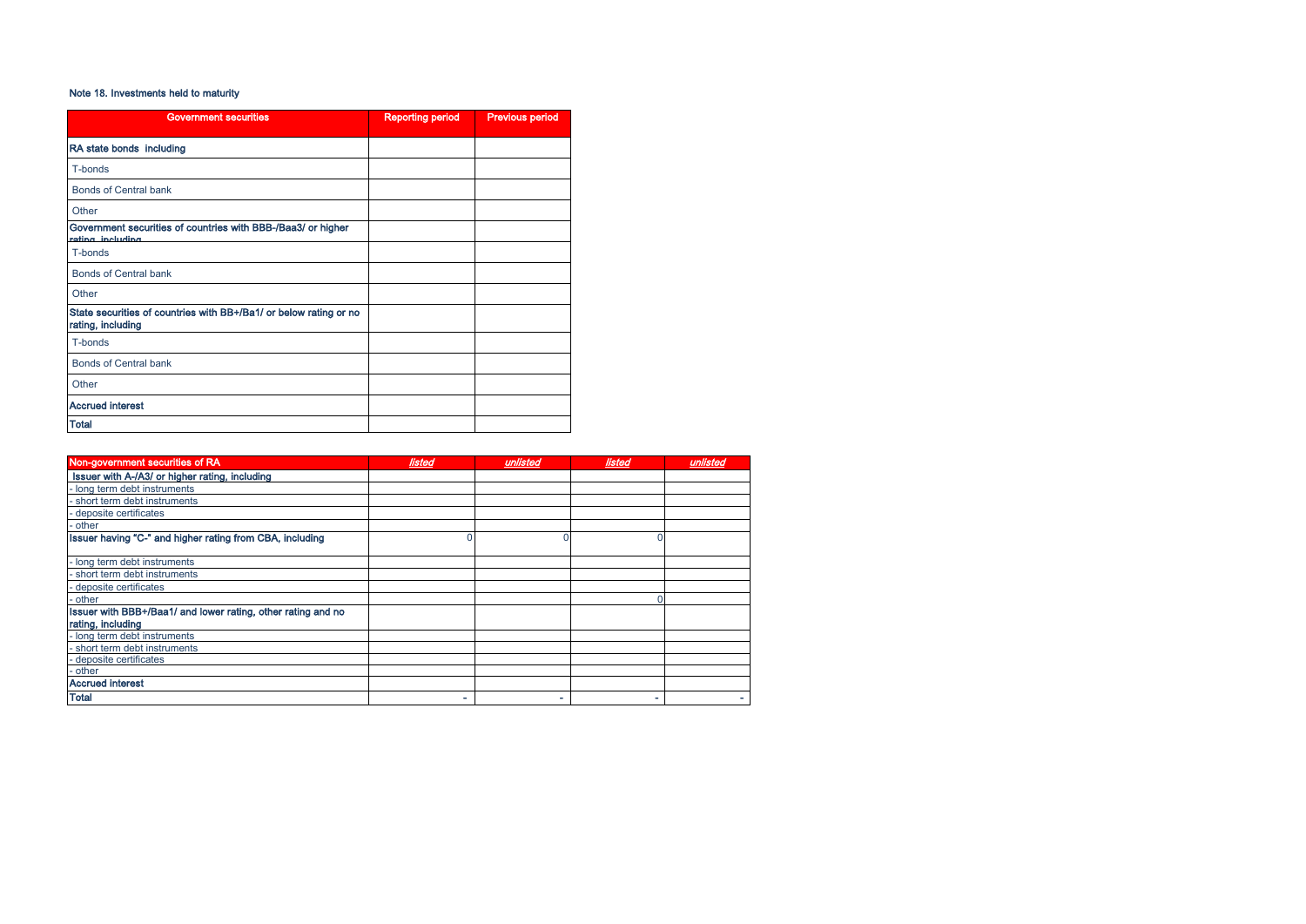Note 18. Investments held to maturity

| Government securities | Reporting period | Previous period |
|---|---|---|
| **RA state bonds including** | | |
| T-bonds | | |
| Bonds of Central bank | | |
| Other | | |
| **Government securities of countries with BBB-/Baa3/ or higher rating, including** | | |
| T-bonds | | |
| Bonds of Central bank | | |
| Other | | |
| **State securities of countries with BB+/Ba1/ or below rating or no rating, including** | | |
| T-bonds | | |
| Bonds of Central bank | | |
| Other | | |
| **Accrued interest** | | |
| **Total** | | |

| Non-government securities of RA | *listed* | *unlisted* | *listed* | *unlisted* |
|---|---|---|---|---|
| **Issuer with A-/A3/ or higher rating, including** | | | | |
| - long term debt instruments | | | | |
| - short term debt instruments | | | | |
| - deposite certificates | | | | |
| - other | | | | |
| **Issuer having "C-" and higher rating from CBA, including** | 0 | 0 | 0 | |
| - long term debt instruments | | | | |
| - short term debt instruments | | | | |
| - deposite certificates | | | | |
| - other | | | 0 | |
| **Issuer with BBB+/Baa1/ and lower rating, other rating and no rating, including** | | | | |
| - long term debt instruments | | | | |
| - short term debt instruments | | | | |
| - deposite certificates | | | | |
| - other | | | | |
| **Accrued interest** | | | | |
| **Total** | - | - | - | - |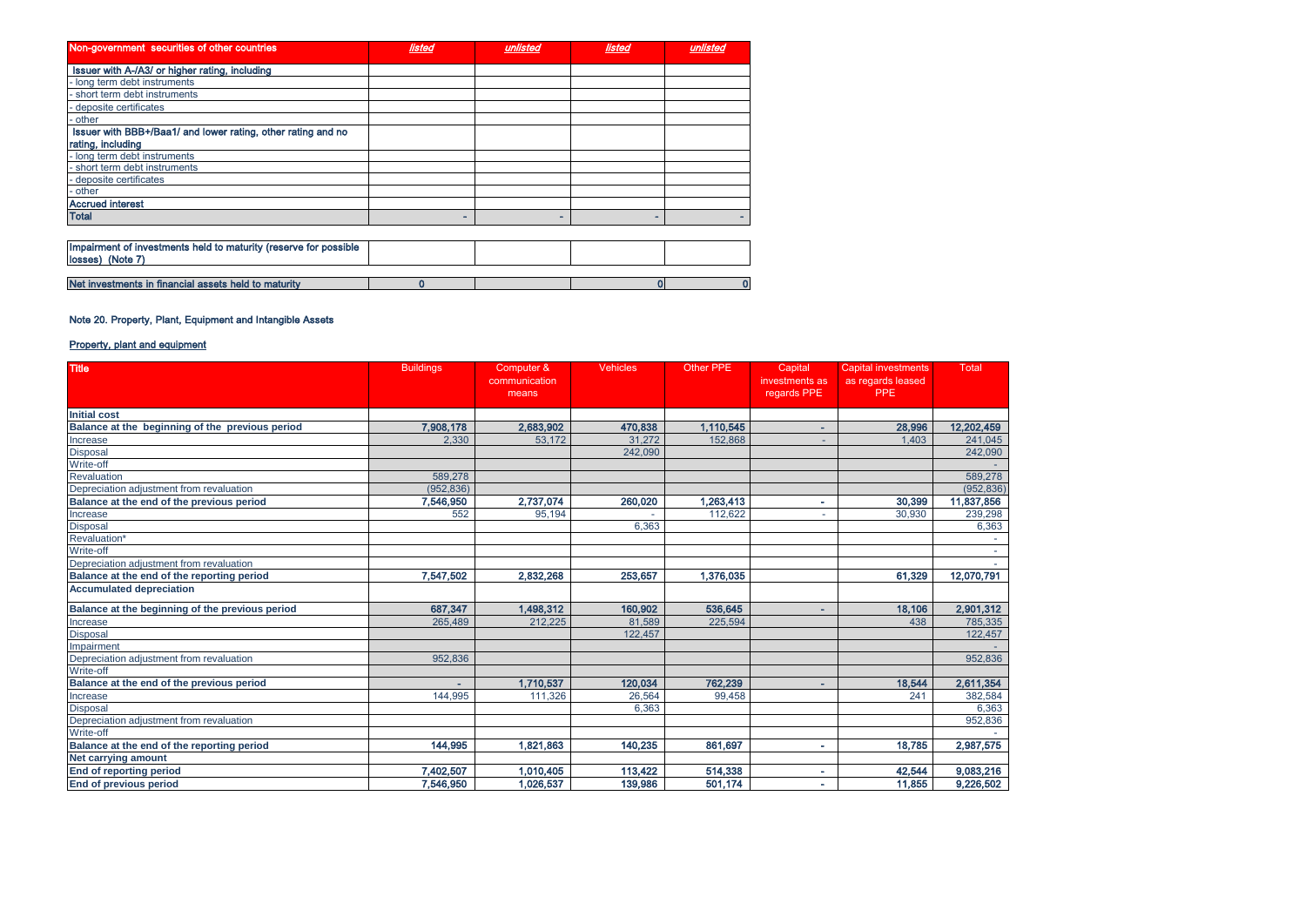| Non-government securities of other countries | *listed* | *unlisted* | *listed* | *unlisted* |
|---|---|---|---|---|
| **Issuer with A-/A3/ or higher rating, including** | | | | |
| - long term debt instruments | | | | |
| - short term debt instruments | | | | |
| - deposite certificates | | | | |
| - other | | | | |
| **Issuer with BBB+/Baa1/ and lower rating, other rating and no rating, including** | | | | |
| - long term debt instruments | | | | |
| - short term debt instruments | | | | |
| - deposite certificates | | | | |
| - other | | | | |
| **Accrued interest** | | | | |
| **Total** | - | - | - | - |
| | | | | |
| **Impairment of investments held to maturity (reserve for possible losses) (Note 7)** | | | | |
| | | | | |
| **Net investments in financial assets held to maturity** | 0 | | 0 | 0 |

## Note 20. Property, Plant, Equipment and Intangible Assets

### Property, plant and equipment

| Title | Buildings | Computer & communication means | Vehicles | Other PPE | Capital investments as regards PPE | Capital investments as regards leased PPE | Total |
|---|---|---|---|---|---|---|---|
| **Initial cost** | | | | | | | |
| **Balance at the beginning of the previous period** | 7,908,178 | 2,683,902 | 470,838 | 1,110,545 | - | 28,996 | 12,202,459 |
| Increase | 2,330 | 53,172 | 31,272 | 152,868 | - | 1,403 | 241,045 |
| Disposal | | | 242,090 | | | | 242,090 |
| Write-off | | | | | | | - |
| Revaluation | 589,278 | | | | | | 589,278 |
| Depreciation adjustment from revaluation | (952,836) | | | | | | (952,836) |
| **Balance at the end of the previous period** | 7,546,950 | 2,737,074 | 260,020 | 1,263,413 | - | 30,399 | 11,837,856 |
| Increase | 552 | 95,194 | - | 112,622 | - | 30,930 | 239,298 |
| Disposal | | | 6,363 | | | | 6,363 |
| Revaluation* | | | | | | | - |
| Write-off | | | | | | | - |
| Depreciation adjustment from revaluation | | | | | | | - |
| **Balance at the end of the reporting period** | 7,547,502 | 2,832,268 | 253,657 | 1,376,035 | | 61,329 | 12,070,791 |
| **Accumulated depreciation** | | | | | | | |
| **Balance at the beginning of the previous period** | 687,347 | 1,498,312 | 160,902 | 536,645 | - | 18,106 | 2,901,312 |
| Increase | 265,489 | 212,225 | 81,589 | 225,594 | | 438 | 785,335 |
| Disposal | | | 122,457 | | | | 122,457 |
| Impairment | | | | | | | - |
| Depreciation adjustment from revaluation | 952,836 | | | | | | 952,836 |
| Write-off | | | | | | | |
| **Balance at the end of the previous period** | - | 1,710,537 | 120,034 | 762,239 | - | 18,544 | 2,611,354 |
| Increase | 144,995 | 111,326 | 26,564 | 99,458 | | 241 | 382,584 |
| Disposal | | | 6,363 | | | | 6,363 |
| Depreciation adjustment from revaluation | | | | | | | 952,836 |
| Write-off | | | | | | | - |
| **Balance at the end of the reporting period** | 144,995 | 1,821,863 | 140,235 | 861,697 | - | 18,785 | 2,987,575 |
| **Net carrying amount** | | | | | | | |
| **End of reporting period** | 7,402,507 | 1,010,405 | 113,422 | 514,338 | - | 42,544 | 9,083,216 |
| **End of previous period** | 7,546,950 | 1,026,537 | 139,986 | 501,174 | - | 11,855 | 9,226,502 |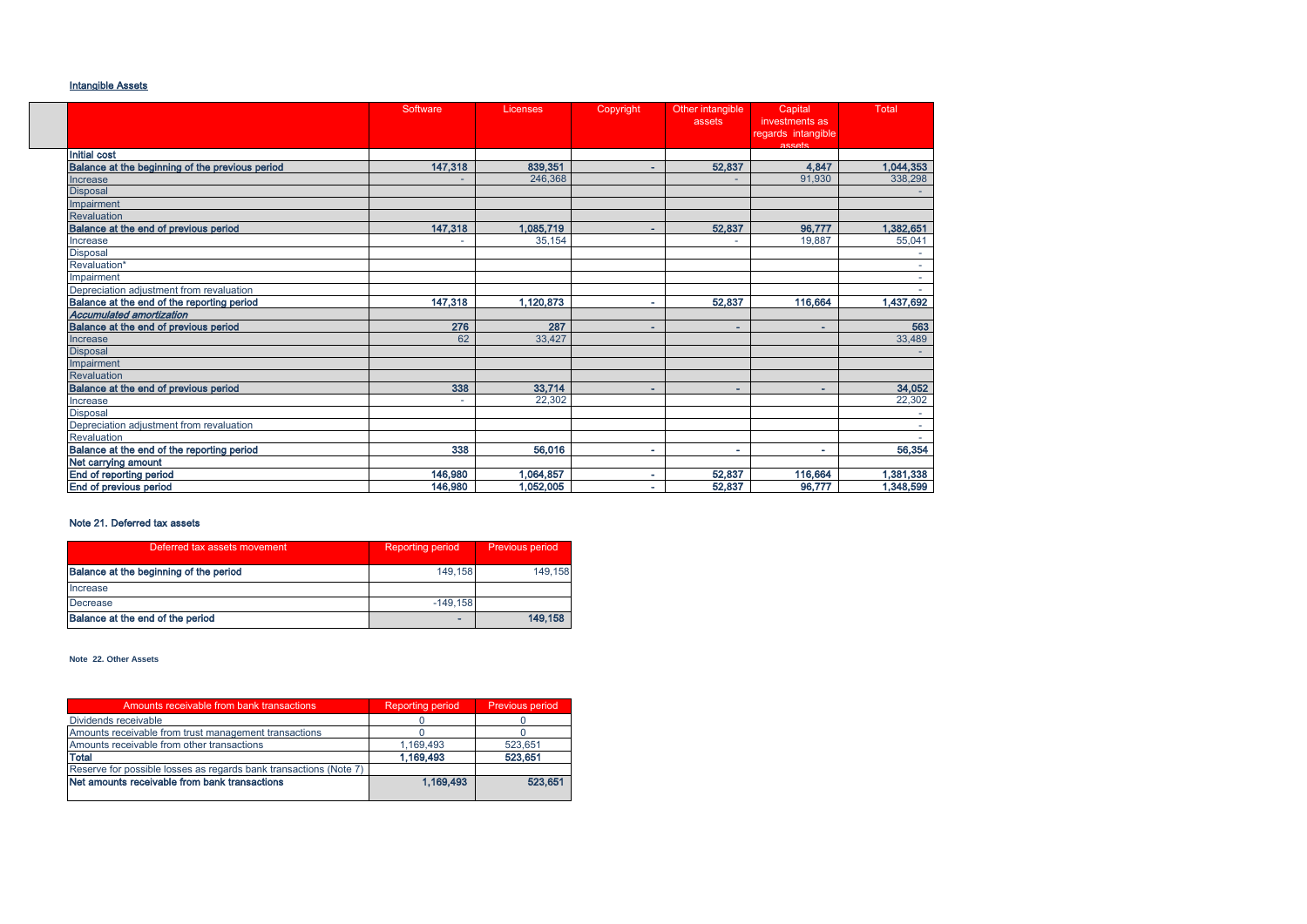## Intangible Assets

| | Software | Licenses | Copyright | Other intangible assets | Capital investments as regards intangible assets | Total |
|---|---|---|---|---|---|---|
| **Initial cost** | | | | | | |
| **Balance at the beginning of the previous period** | **147,318** | **839,351** | **-** | **52,837** | **4,847** | **1,044,353** |
| Increase | - | 246,368 | | - | 91,930 | 338,298 |
| Disposal | | | | | | - |
| Impairment | | | | | | |
| Revaluation | | | | | | |
| **Balance at the end of previous period** | **147,318** | **1,085,719** | **-** | **52,837** | **96,777** | **1,382,651** |
| Increase | - | 35,154 | | - | 19,887 | 55,041 |
| Disposal | | | | | | - |
| Revaluation* | | | | | | - |
| Impairment | | | | | | - |
| Depreciation adjustment from revaluation | | | | | | - |
| **Balance at the end of the reporting period** | **147,318** | **1,120,873** | **-** | **52,837** | **116,664** | **1,437,692** |
| ***Accumulated amortization*** | | | | | | |
| **Balance at the end of previous period** | **276** | **287** | **-** | **-** | **-** | **563** |
| Increase | 62 | 33,427 | | | | 33,489 |
| Disposal | | | | | | - |
| Impairment | | | | | | |
| Revaluation | | | | | | |
| **Balance at the end of previous period** | **338** | **33,714** | **-** | **-** | **-** | **34,052** |
| Increase | - | 22,302 | | | | 22,302 |
| Disposal | | | | | | - |
| Depreciation adjustment from revaluation | | | | | | - |
| Revaluation | | | | | | - |
| **Balance at the end of the reporting period** | **338** | **56,016** | **-** | **-** | **-** | **56,354** |
| **Net carrying amount** | | | | | | |
| **End of reporting period** | **146,980** | **1,064,857** | **-** | **52,837** | **116,664** | **1,381,338** |
| **End of previous period** | **146,980** | **1,052,005** | **-** | **52,837** | **96,777** | **1,348,599** |

## Note 21. Deferred tax assets

| Deferred tax assets movement | Reporting period | Previous period |
|---|---|---|
| **Balance at the beginning of the period** | 149,158 | 149,158 |
| Increase | | |
| Decrease | -149,158 | |
| **Balance at the end of the period** | **-** | **149,158** |

## Note 22. Other Assets

| Amounts receivable from bank transactions | Reporting period | Previous period |
|---|---|---|
| Dividends receivable | 0 | 0 |
| Amounts receivable from trust management transactions | 0 | 0 |
| Amounts receivable from other transactions | 1,169,493 | 523,651 |
| **Total** | **1,169,493** | **523,651** |
| Reserve for possible losses as regards bank transactions (Note 7) | | |
| **Net amounts receivable from bank transactions** | **1,169,493** | **523,651** |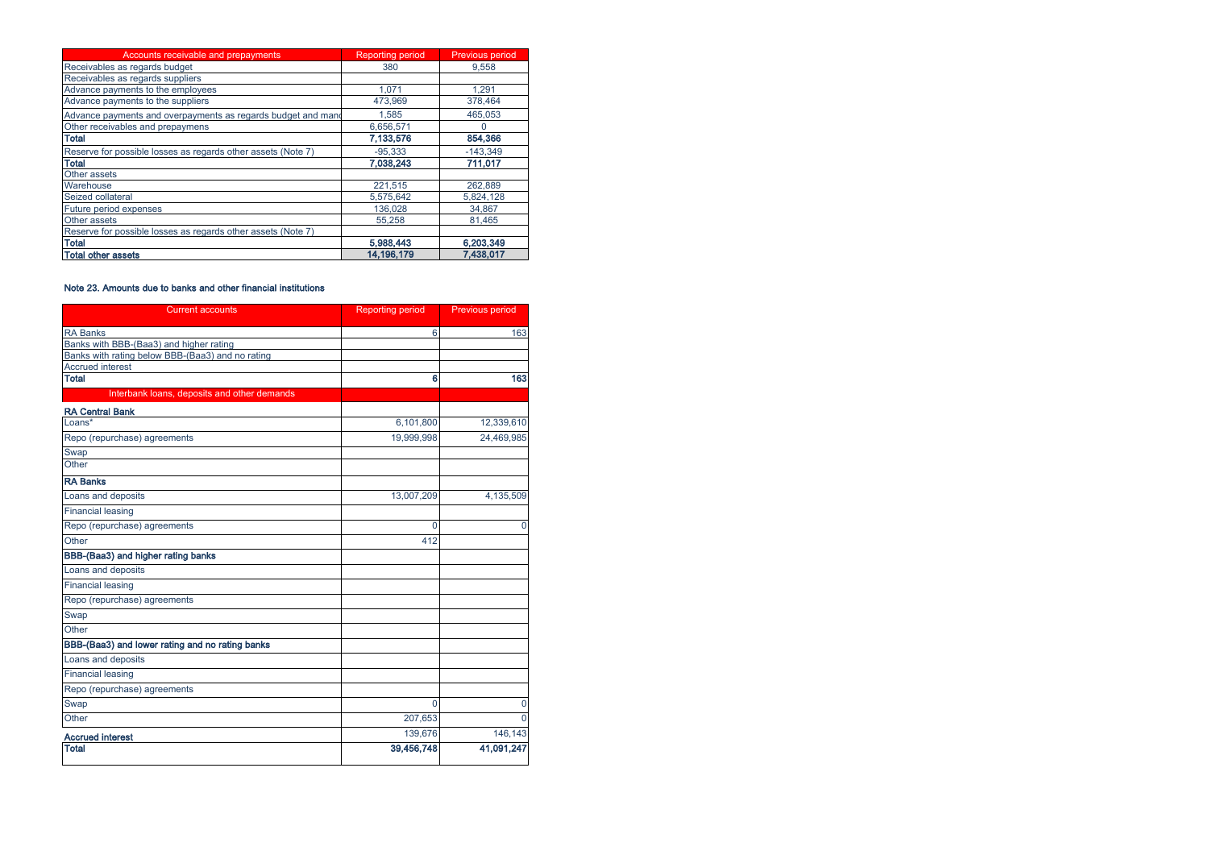| Accounts receivable and prepayments | Reporting period | Previous period |
|---|---|---|
| Receivables as regards budget | 380 | 9,558 |
| Receivables as regards suppliers | | |
| Advance payments to the employees | 1,071 | 1,291 |
| Advance payments to the suppliers | 473,969 | 378,464 |
| Advance payments and overpayments as regards budget and mand | 1,585 | 465,053 |
| Other receivables and prepaymens | 6,656,571 | 0 |
| **Total** | **7,133,576** | **854,366** |
| Reserve for possible losses as regards other assets (Note 7) | -95,333 | -143,349 |
| **Total** | **7,038,243** | **711,017** |
| Other assets | | |
| Warehouse | 221,515 | 262,889 |
| Seized collateral | 5,575,642 | 5,824,128 |
| Future period expenses | 136,028 | 34,867 |
| Other assets | 55,258 | 81,465 |
| Reserve for possible losses as regards other assets (Note 7) | | |
| **Total** | **5,988,443** | **6,203,349** |
| **Total other assets** | **14,196,179** | **7,438,017** |

#### Note 23. Amounts due to banks and other financial institutions

| Current accounts | Reporting period | Previous period |
|---|---|---|
| RA Banks | 6 | 163 |
| Banks with BBB-(Baa3) and higher rating | | |
| Banks with rating below BBB-(Baa3) and no rating | | |
| Accrued interest | | |
| **Total** | **6** | **163** |
| Interbank loans, deposits and other demands | | |
| **RA Central Bank** | | |
| Loans* | 6,101,800 | 12,339,610 |
| Repo (repurchase) agreements | 19,999,998 | 24,469,985 |
| Swap | | |
| Other | | |
| **RA Banks** | | |
| Loans and deposits | 13,007,209 | 4,135,509 |
| Financial leasing | | |
| Repo (repurchase) agreements | 0 | 0 |
| Other | 412 | |
| **BBB-(Baa3) and higher rating banks** | | |
| Loans and deposits | | |
| Financial leasing | | |
| Repo (repurchase) agreements | | |
| Swap | | |
| Other | | |
| **BBB-(Baa3) and lower rating and no rating banks** | | |
| Loans and deposits | | |
| Financial leasing | | |
| Repo (repurchase) agreements | | |
| Swap | 0 | 0 |
| Other | 207,653 | 0 |
| **Accrued interest** | 139,676 | 146,143 |
| **Total** | **39,456,748** | **41,091,247** |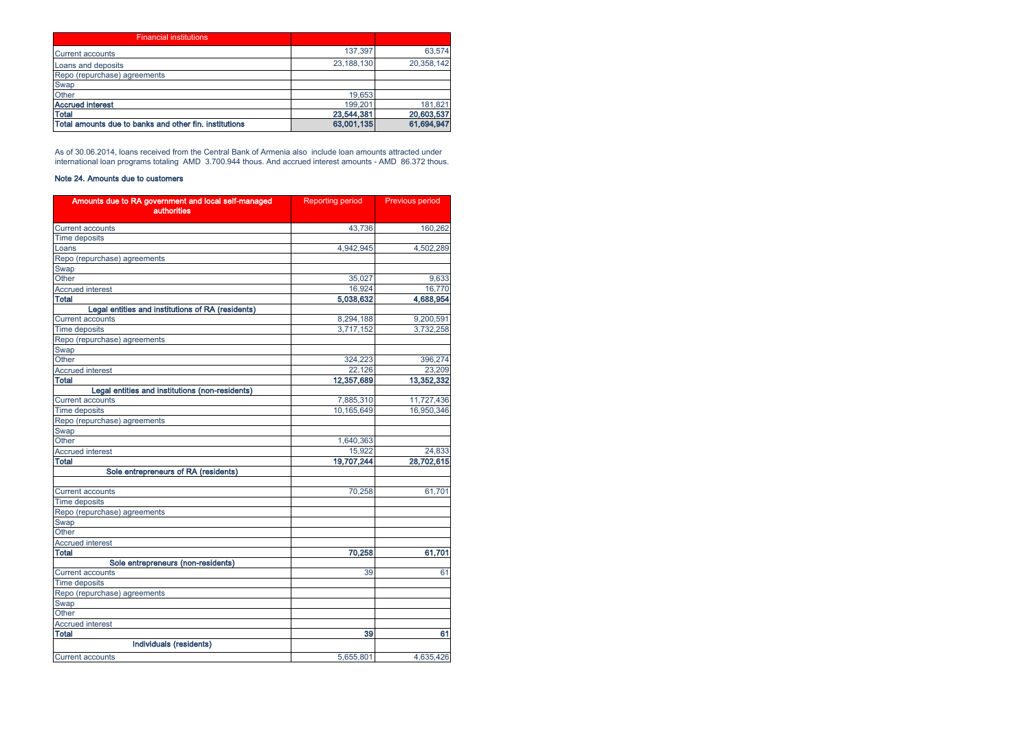| Financial institutions | | |
|---|---|---|
| Current accounts | 137,397 | 63,574 |
| Loans and deposits | 23,188,130 | 20,358,142 |
| Repo (repurchase) agreements | | |
| Swap | | |
| Other | 19,653 | |
| **Accrued interest** | 199,201 | 181,821 |
| **Total** | **23,544,381** | **20,603,537** |
| **Total amounts due to banks and other fin. institutions** | **63,001,135** | **61,694,947** |

As of 30.06.2014, loans received from the Central Bank of Armenia also include loan amounts attracted under international loan programs totaling AMD 3.700.944 thous. And accrued interest amounts - AMD 86.372 thous.

**Note 24. Amounts due to customers**

| Amounts due to RA government and local self-managed authorities | Reporting period | Previous period |
|---|---|---|
| Current accounts | 43,736 | 160,262 |
| Time deposits | | |
| Loans | 4,942,945 | 4,502,289 |
| Repo (repurchase) agreements | | |
| Swap | | |
| Other | 35,027 | 9,633 |
| Accrued interest | 16,924 | 16,770 |
| **Total** | **5,038,632** | **4,688,954** |
| **Legal entities and institutions of RA (residents)** | | |
| Current accounts | 8,294,188 | 9,200,591 |
| Time deposits | 3,717,152 | 3,732,258 |
| Repo (repurchase) agreements | | |
| Swap | | |
| Other | 324,223 | 396,274 |
| Accrued interest | 22,126 | 23,209 |
| **Total** | **12,357,689** | **13,352,332** |
| **Legal entities and institutions (non-residents)** | | |
| Current accounts | 7,885,310 | 11,727,436 |
| Time deposits | 10,165,649 | 16,950,346 |
| Repo (repurchase) agreements | | |
| Swap | | |
| Other | 1,640,363 | |
| Accrued interest | 15,922 | 24,833 |
| **Total** | **19,707,244** | **28,702,615** |
| **Sole entrepreneurs of RA (residents)** | | |
| Current accounts | 70,258 | 61,701 |
| Time deposits | | |
| Repo (repurchase) agreements | | |
| Swap | | |
| Other | | |
| Accrued interest | | |
| **Total** | **70,258** | **61,701** |
| **Sole entrepreneurs (non-residents)** | | |
| Current accounts | 39 | 61 |
| Time deposits | | |
| Repo (repurchase) agreements | | |
| Swap | | |
| Other | | |
| Accrued interest | | |
| **Total** | **39** | **61** |
| **Individuals (residents)** | | |
| Current accounts | 5,655,801 | 4,635,426 |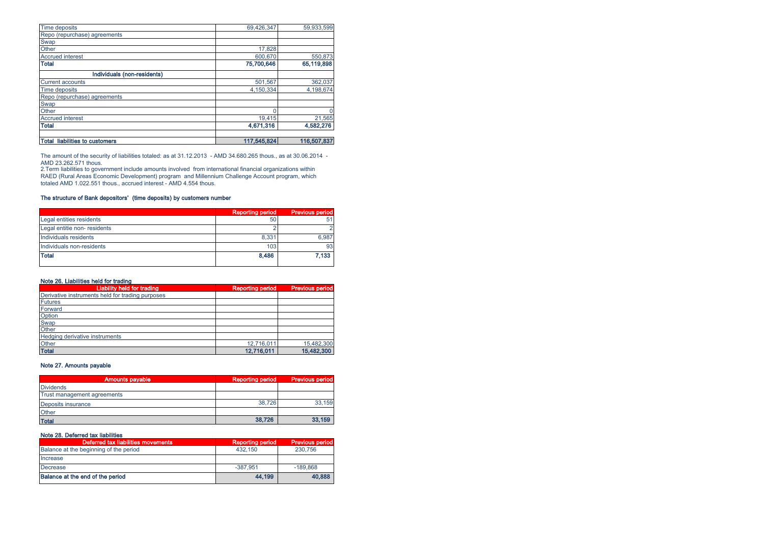| | | |
|---|---|---|
| Time deposits | 69,426,347 | 59,933,599 |
| Repo (repurchase) agreements | | |
| Swap | | |
| Other | 17,828 | |
| Accrued interest | 600,670 | 550,873 |
| **Total** | **75,700,646** | **65,119,898** |
| **Individuals (non-residents)** | | |
| Current accounts | 501,567 | 362,037 |
| Time deposits | 4,150,334 | 4,198,674 |
| Repo (repurchase) agreements | | |
| Swap | | |
| Other | 0 | 0 |
| Accrued interest | 19,415 | 21,565 |
| **Total** | **4,671,316** | **4,582,276** |
| | | |
| **Total liabilities to customers** | **117,545,824** | **116,507,837** |

The amount of the security of liabilities totaled: as at 31.12.2013 - AMD 34.680.265 thous., as at 30.06.2014 - AMD 23.262.571 thous.
2.Term liabilities to government include amounts involved from international financial organizations within RAED (Rural Areas Economic Development) program and Millennium Challenge Account program, which totaled AMD 1.022.551 thous., accrued interest - AMD 4.554 thous.

**The structure of Bank depositors' (time deposits) by customers number**

| | Reporting period | Previous period |
|---|---|---|
| Legal entities residents | 50 | 51 |
| Legal entitie non- residents | 2 | 2 |
| Individuals residents | 8,331 | 6,987 |
| Individuals non-residents | 103 | 93 |
| **Total** | **8,486** | **7,133** |

**Note 26. Liabilities held for trading**

| Liability held for trading | Reporting period | Previous period |
|---|---|---|
| Derivative instruments held for trading purposes | | |
| Futures | | |
| Forward | | |
| Option | | |
| Swap | | |
| Other | | |
| Hedging derivative instruments | | |
| Other | 12,716,011 | 15,482,300 |
| **Total** | **12,716,011** | **15,482,300** |

**Note 27. Amounts payable**

| Amounts payable | Reporting period | Previous period |
|---|---|---|
| Dividends | | |
| Trust management agreements | | |
| Deposits insurance | 38,726 | 33,159 |
| Other | | |
| **Total** | **38,726** | **33,159** |

**Note 28. Deferred tax liabilities**

| Deferred tax liabilities movements | Reporting period | Previous period |
|---|---|---|
| Balance at the beginning of the period | 432,150 | 230,756 |
| Increase | | |
| Decrease | -387,951 | -189,868 |
| **Balance at the end of the period** | **44,199** | **40,888** |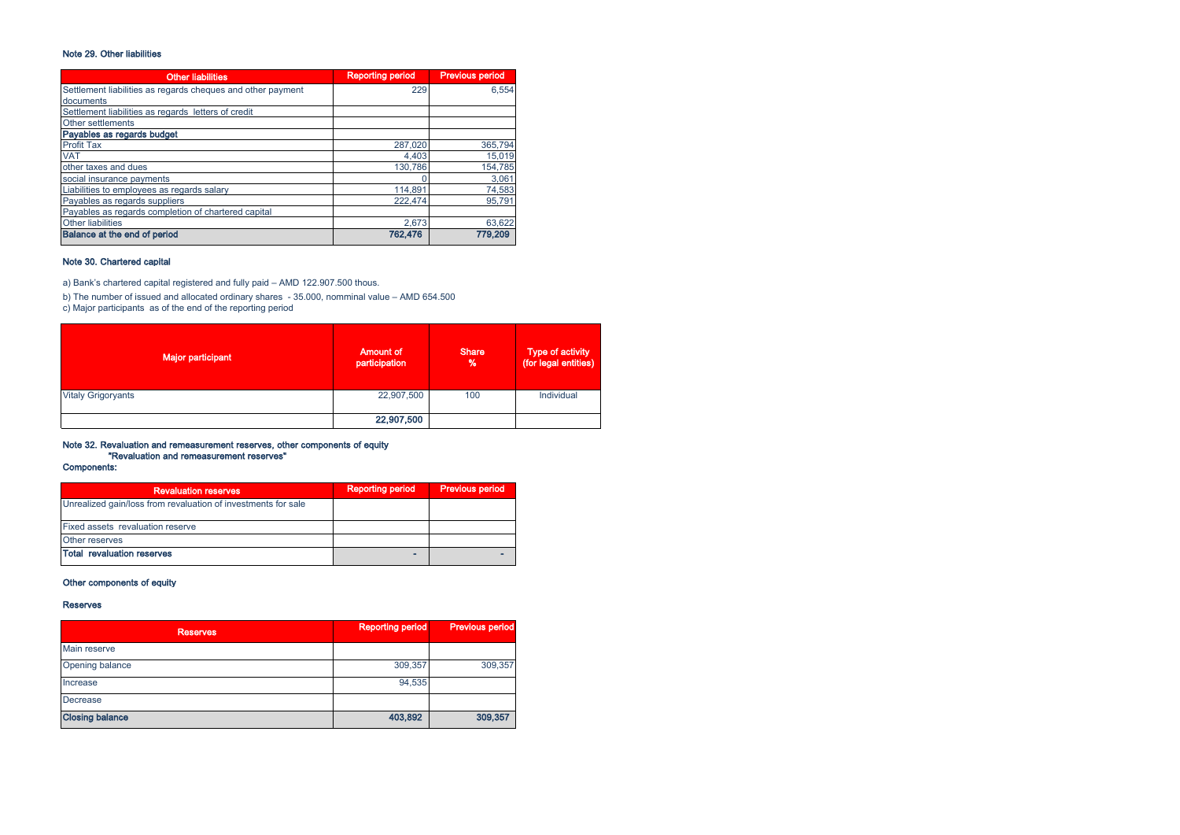### Note 29. Other liabilities

| Other liabilities | Reporting period | Previous period |
|---|---|---|
| Settlement liabilities as regards cheques and other payment documents | 229 | 6,554 |
| Settlement liabilities as regards letters of credit | | |
| Other settlements | | |
| **Payables as regards budget** | | |
| Profit Tax | 287,020 | 365,794 |
| VAT | 4,403 | 15,019 |
| other taxes and dues | 130,786 | 154,785 |
| social insurance payments | 0 | 3,061 |
| Liabilities to employees as regards salary | 114,891 | 74,583 |
| Payables as regards suppliers | 222,474 | 95,791 |
| Payables as regards completion of chartered capital | | |
| Other liabilities | 2,673 | 63,622 |
| **Balance at the end of period** | **762,476** | **779,209** |

### Note 30. Chartered capital

a) Bank's chartered capital registered and fully paid – AMD 122.907.500 thous.

b) The number of issued and allocated ordinary shares - 35.000, nomminal value – AMD 654.500

c) Major participants as of the end of the reporting period

| Major participant | Amount of participation | Share % | Type of activity (for legal entities) |
|---|---|---|---|
| Vitaly Grigoryants | 22,907,500 | 100 | Individual |
| | **22,907,500** | | |

### Note 32. Revaluation and remeasurement reserves, other components of equity "Revaluation and remeasurement reserves"

**Components:**

| Revaluation reserves | Reporting period | Previous period |
|---|---|---|
| Unrealized gain/loss from revaluation of investments for sale | | |
| Fixed assets revaluation reserve | | |
| Other reserves | | |
| **Total revaluation reserves** | - | - |

**Other components of equity**

**Reserves**

| Reserves | Reporting period | Previous period |
|---|---|---|
| Main reserve | | |
| Opening balance | 309,357 | 309,357 |
| Increase | 94,535 | |
| Decrease | | |
| **Closing balance** | **403,892** | **309,357** |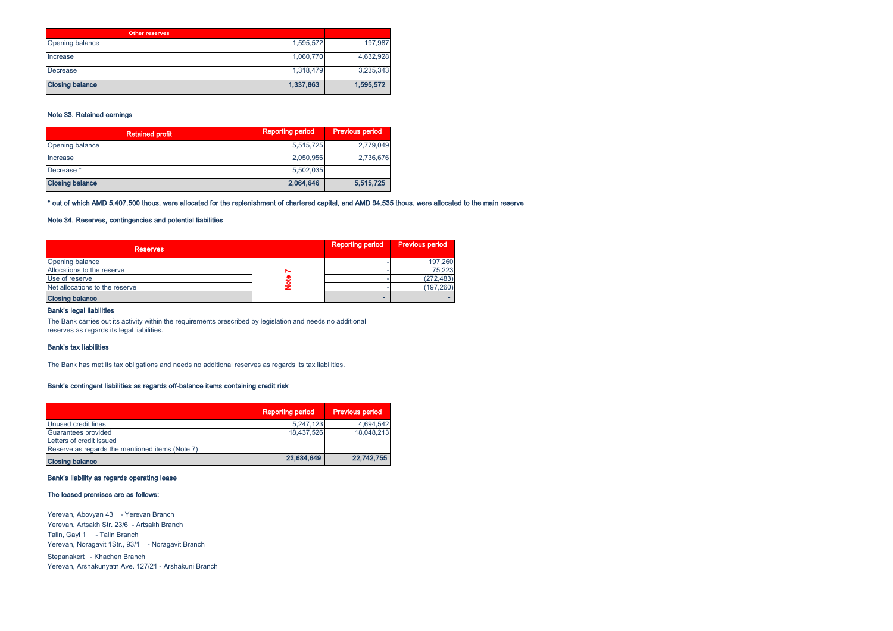| Other reserves | | |
|---|---|---|
| Opening balance | 1,595,572 | 197,987 |
| Increase | 1,060,770 | 4,632,928 |
| Decrease | 1,318,479 | 3,235,343 |
| **Closing balance** | **1,337,863** | **1,595,572** |

### Note 33. Retained earnings

| Retained profit | Reporting period | Previous period |
|---|---|---|
| Opening balance | 5,515,725 | 2,779,049 |
| Increase | 2,050,956 | 2,736,676 |
| Decrease * | 5,502,035 | |
| **Closing balance** | **2,064,646** | **5,515,725** |

**\* out of which AMD 5.407.500 thous. were allocated for the replenishment of chartered capital, and AMD 94.535 thous. were allocated to the main reserve**

### Note 34. Reserves, contingencies and potential liabilities

| Reserves | | Reporting period | Previous period |
|---|---|---|---|
| Opening balance | Note 7 | - | 197,260 |
| Allocations to the reserve | | - | 75,223 |
| Use of reserve | | - | (272,483) |
| Net allocations to the reserve | | - | (197,260) |
| **Closing balance** | | - | - |

**Bank's legal liabilities**

The Bank carries out its activity within the requirements prescribed by legislation and needs no additional reserves as regards its legal liabilities.

**Bank's tax liabilities**

The Bank has met its tax obligations and needs no additional reserves as regards its tax liabilities.

**Bank's contingent liabilities as regards off-balance items containing credit risk**

| | Reporting period | Previous period |
|---|---|---|
| Unused credit lines | 5,247,123 | 4,694,542 |
| Guarantees provided | 18,437,526 | 18,048,213 |
| Letters of credit issued | | |
| Reserve as regards the mentioned items (Note 7) | | |
| **Closing balance** | **23,684,649** | **22,742,755** |

**Bank's liability as regards operating lease**

**The leased premises are as follows:**

Yerevan, Abovyan 43 - Yerevan Branch
Yerevan, Artsakh Str. 23/6 - Artsakh Branch
Talin, Gayi 1 - Talin Branch
Yerevan, Noragavit 1Str., 93/1 - Noragavit Branch
Stepanakert - Khachen Branch
Yerevan, Arshakunyatn Ave. 127/21 - Arshakuni Branch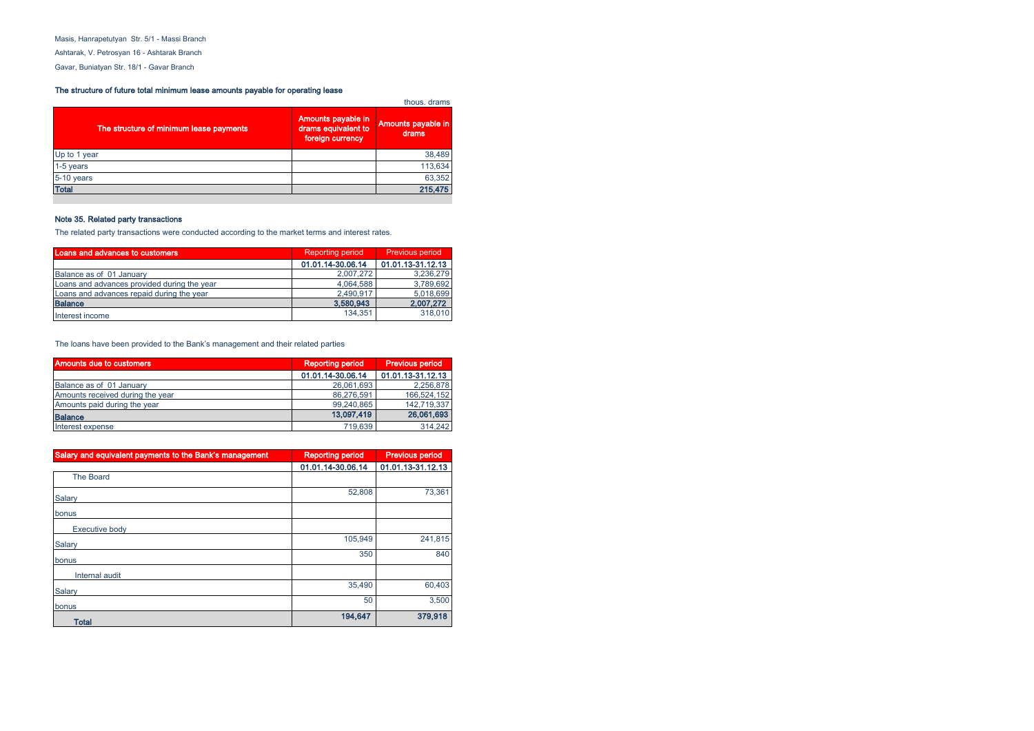Masis, Hanrapetutyan Str. 5/1 - Massi Branch

Ashtarak, V. Petrosyan 16 - Ashtarak Branch

Gavar, Buniatyan Str. 18/1 - Gavar Branch

**The structure of future total minimum lease amounts payable for operating lease**

thous. drams

| The structure of minimum lease payments | Amounts payable in drams equivalent to foreign currency | Amounts payable in drams |
|---|---|---|
| Up to 1 year | | 38,489 |
| 1-5 years | | 113,634 |
| 5-10 years | | 63,352 |
| **Total** | | **215,475** |

### Note 35. Related party transactions

The related party transactions were conducted according to the market terms and interest rates.

| Loans and advances to customers | Reporting period | Previous period |
|---|---|---|
| | 01.01.14-30.06.14 | 01.01.13-31.12.13 |
| Balance as of 01 January | 2,007,272 | 3,236,279 |
| Loans and advances provided during the year | 4,064,588 | 3,789,692 |
| Loans and advances repaid during the year | 2,490,917 | 5,018,699 |
| **Balance** | **3,580,943** | **2,007,272** |
| Interest income | 134,351 | 318,010 |

The loans have been provided to the Bank's management and their related parties

| Amounts due to customers | Reporting period | Previous period |
|---|---|---|
| | 01.01.14-30.06.14 | 01.01.13-31.12.13 |
| Balance as of 01 January | 26,061,693 | 2,256,878 |
| Amounts received during the year | 86,276,591 | 166,524,152 |
| Amounts paid during the year | 99,240,865 | 142,719,337 |
| **Balance** | **13,097,419** | **26,061,693** |
| Interest expense | 719,639 | 314,242 |

| Salary and equivalent payments to the Bank's management | Reporting period | Previous period |
|---|---|---|
| | 01.01.14-30.06.14 | 01.01.13-31.12.13 |
| The Board | | |
| Salary | 52,808 | 73,361 |
| bonus | | |
| Executive body | | |
| Salary | 105,949 | 241,815 |
| bonus | 350 | 840 |
| Internal audit | | |
| Salary | 35,490 | 60,403 |
| bonus | 50 | 3,500 |
| **Total** | **194,647** | **379,918** |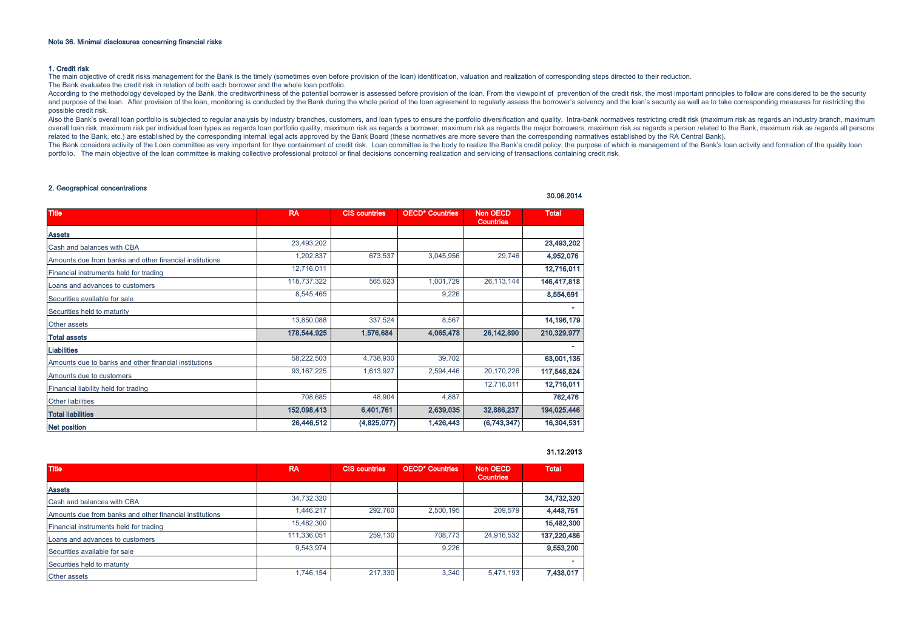#### Note 36. Minimal disclosures concerning financial risks

##### 1. Credit risk

The main objective of credit risks management for the Bank is the timely (sometimes even before provision of the loan) identification, valuation and realization of corresponding steps directed to their reduction.
The Bank evaluates the credit risk in relation of both each borrower and the whole loan portfolio.
According to the methodology developed by the Bank, the creditworthiness of the potential borrower is assessed before provision of the loan. From the viewpoint of prevention of the credit risk, the most important principles to follow are considered to be the security and purpose of the loan. After provision of the loan, monitoring is conducted by the Bank during the whole period of the loan agreement to regularly assess the borrower's solvency and the loan's security as well as to take corresponding measures for restricting the possible credit risk.
Also the Bank's overall loan portfolio is subjected to regular analysis by industry branches, customers, and loan types to ensure the portfolio diversification and quality. Intra-bank normatives restricting credit risk (maximum risk as regards an industry branch, maximum overall loan risk, maximum risk per individual loan types as regards loan portfolio quality, maximum risk as regards a borrower, maximum risk as regards the major borrowers, maximum risk as regards a person related to the Bank, maximum risk as regards all persons related to the Bank, etc.) are established by the corresponding internal legal acts approved by the Bank Board (these normatives are more severe than the corresponding normatives established by the RA Central Bank).
The Bank considers activity of the Loan committee as very important for thye containment of credit risk. Loan committee is the body to realize the Bank's credit policy, the purpose of which is management of the Bank's loan activity and formation of the quality loan portfolio. The main objective of the loan committee is making collective professional protocol or final decisions concerning realization and servicing of transactions containing credit risk.

##### 2. Geographical concentrations

30.06.2014

| Title | RA | CIS countries | OECD* Countries | Non OECD Countries | Total |
|---|---|---|---|---|---|
| **Assets** | | | | | |
| Cash and balances with CBA | 23,493,202 | | | | **23,493,202** |
| Amounts due from banks and other financial institutions | 1,202,837 | 673,537 | 3,045,956 | 29,746 | **4,952,076** |
| Financial instruments held for trading | 12,716,011 | | | | **12,716,011** |
| Loans and advances to customers | 118,737,322 | 565,623 | 1,001,729 | 26,113,144 | **146,417,818** |
| Securities available for sale | 8,545,465 | | 9,226 | | **8,554,691** |
| Securities held to maturity | | | | | - |
| Other assets | 13,850,088 | 337,524 | 8,567 | | **14,196,179** |
| **Total assets** | **178,544,925** | **1,576,684** | **4,065,478** | **26,142,890** | **210,329,977** |
| **Liabilities** | | | | | - |
| Amounts due to banks and other financial institutions | 58,222,503 | 4,738,930 | 39,702 | | **63,001,135** |
| Amounts due to customers | 93,167,225 | 1,613,927 | 2,594,446 | 20,170,226 | **117,545,824** |
| Financial liability held for trading | | | | 12,716,011 | **12,716,011** |
| Other liabilities | 708,685 | 48,904 | 4,887 | | **762,476** |
| **Total liabilities** | **152,098,413** | **6,401,761** | **2,639,035** | **32,886,237** | **194,025,446** |
| **Net position** | **26,446,512** | **(4,825,077)** | **1,426,443** | **(6,743,347)** | **16,304,531** |

31.12.2013

| Title | RA | CIS countries | OECD* Countries | Non OECD Countries | Total |
|---|---|---|---|---|---|
| **Assets** | | | | | |
| Cash and balances with CBA | 34,732,320 | | | | **34,732,320** |
| Amounts due from banks and other financial institutions | 1,446,217 | 292,760 | 2,500,195 | 209,579 | **4,448,751** |
| Financial instruments held for trading | 15,482,300 | | | | **15,482,300** |
| Loans and advances to customers | 111,336,051 | 259,130 | 708,773 | 24,916,532 | **137,220,486** |
| Securities available for sale | 9,543,974 | | 9,226 | | **9,553,200** |
| Securities held to maturity | | | | | - |
| Other assets | 1,746,154 | 217,330 | 3,340 | 5,471,193 | **7,438,017** |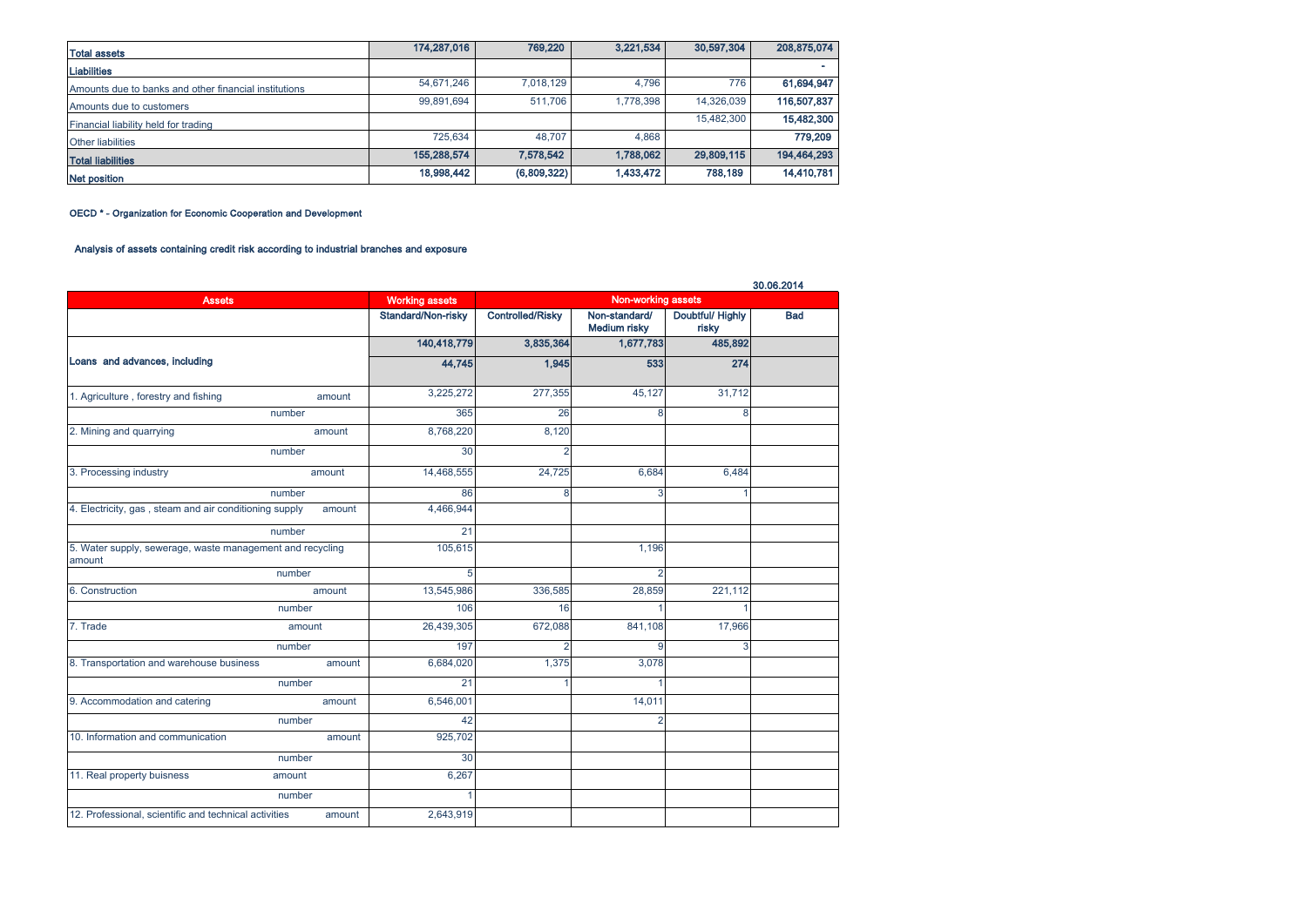| | | | | | |
|---|---|---|---|---|---|
| **Total assets** | **174,287,016** | **769,220** | **3,221,534** | **30,597,304** | **208,875,074** |
| **Liabilities** | | | | | **-** |
| Amounts due to banks and other financial institutions | 54,671,246 | 7,018,129 | 4,796 | 776 | **61,694,947** |
| Amounts due to customers | 99,891,694 | 511,706 | 1,778,398 | 14,326,039 | **116,507,837** |
| Financial liability held for trading | | | | 15,482,300 | **15,482,300** |
| Other liabilities | 725,634 | 48,707 | 4,868 | | **779,209** |
| **Total liabilities** | **155,288,574** | **7,578,542** | **1,788,062** | **29,809,115** | **194,464,293** |
| **Net position** | **18,998,442** | **(6,809,322)** | **1,433,472** | **788,189** | **14,410,781** |

**OECD * - Organization for Economic Cooperation and Development**

**Analysis of assets containing credit risk according to industrial branches and exposure**

30.06.2014

| Assets | | Working assets | Non-working assets | | | |
|---|---|---|---|---|---|---|
| | | Standard/Non-risky | Controlled/Risky | Non-standard/ Medium risky | Doubtful/ Highly risky | Bad |
| Loans and advances, including | | 140,418,779 | 3,835,364 | 1,677,783 | 485,892 | |
| | | 44,745 | 1,945 | 533 | 274 | |
| 1. Agriculture , forestry and fishing | amount | 3,225,272 | 277,355 | 45,127 | 31,712 | |
| | number | 365 | 26 | 8 | 8 | |
| 2. Mining and quarrying | amount | 8,768,220 | 8,120 | | | |
| | number | 30 | 2 | | | |
| 3. Processing industry | amount | 14,468,555 | 24,725 | 6,684 | 6,484 | |
| | number | 86 | 8 | 3 | 1 | |
| 4. Electricity, gas , steam and air conditioning supply | amount | 4,466,944 | | | | |
| | number | 21 | | | | |
| 5. Water supply, sewerage, waste management and recycling | amount | 105,615 | | 1,196 | | |
| | number | 5 | | 2 | | |
| 6. Construction | amount | 13,545,986 | 336,585 | 28,859 | 221,112 | |
| | number | 106 | 16 | 1 | 1 | |
| 7. Trade | amount | 26,439,305 | 672,088 | 841,108 | 17,966 | |
| | number | 197 | 2 | 9 | 3 | |
| 8. Transportation and warehouse business | amount | 6,684,020 | 1,375 | 3,078 | | |
| | number | 21 | 1 | 1 | | |
| 9. Accommodation and catering | amount | 6,546,001 | | 14,011 | | |
| | number | 42 | | 2 | | |
| 10. Information and communication | amount | 925,702 | | | | |
| | number | 30 | | | | |
| 11. Real property buisness | amount | 6,267 | | | | |
| | number | 1 | | | | |
| 12. Professional, scientific and technical activities | amount | 2,643,919 | | | | |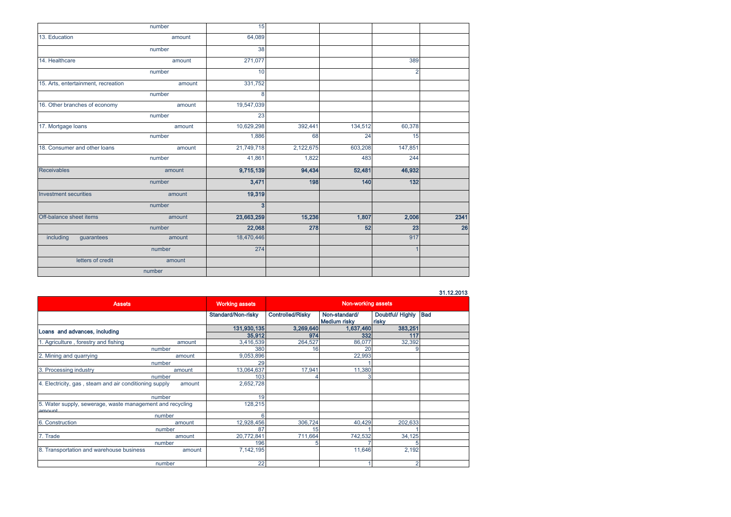| | | | | | | |
|---|---|---|---|---|---|---|
| | number | 15 | | | | |
| 13. Education | amount | 64,089 | | | | |
| | number | 38 | | | | |
| 14. Healthcare | amount | 271,077 | | | 389 | |
| | number | 10 | | | 2 | |
| 15. Arts, entertainment, recreation | amount | 331,752 | | | | |
| | number | 8 | | | | |
| 16. Other branches of economy | amount | 19,547,039 | | | | |
| | number | 23 | | | | |
| 17. Mortgage loans | amount | 10,629,298 | 392,441 | 134,512 | 60,378 | |
| | number | 1,886 | 68 | 24 | 15 | |
| 18. Consumer and other loans | amount | 21,749,718 | 2,122,675 | 603,208 | 147,851 | |
| | number | 41,861 | 1,822 | 483 | 244 | |
| **Receivables** | amount | **9,715,139** | **94,434** | **52,481** | **46,932** | |
| | number | **3,471** | **198** | **140** | **132** | |
| **Investment securities** | amount | **19,319** | | | | |
| | number | **3** | | | | |
| **Off-balance sheet items** | amount | **23,663,259** | **15,236** | **1,807** | **2,006** | **2341** |
| | number | **22,068** | **278** | **52** | **23** | **26** |
| including guarantees | amount | 18,470,446 | | | 917 | |
| | number | 274 | | | 1 | |
| letters of credit | amount | | | | | |
| | number | | | | | |

**31.12.2013**

| Assets | | Working assets | Non-working assets | | | |
|---|---|---|---|---|---|---|
| | | Standard/Non-risky | Controlled/Risky | Non-standard/ Medium risky | Doubtful/ Highly risky | Bad |
| **Loans and advances, including** | | **131,930,135** | **3,269,640** | **1,637,460** | **383,251** | |
| | | **35,912** | **974** | **332** | **117** | |
| 1. Agriculture , forestry and fishing | amount | 3,416,539 | 264,527 | 86,077 | 32,392 | |
| | number | 380 | 16 | 20 | 9 | |
| 2. Mining and quarrying | amount | 9,053,896 | | 22,993 | | |
| | number | 29 | | 1 | | |
| 3. Processing industry | amount | 13,064,637 | 17,941 | 11,380 | | |
| | number | 103 | 4 | 3 | | |
| 4. Electricity, gas , steam and air conditioning supply | amount | 2,652,728 | | | | |
| | number | 19 | | | | |
| 5. Water supply, sewerage, waste management and recycling | amount | 128,215 | | | | |
| | number | 6 | | | | |
| 6. Construction | amount | 12,928,456 | 306,724 | 40,429 | 202,633 | |
| | number | 87 | 15 | 1 | 1 | |
| 7. Trade | amount | 20,772,841 | 711,664 | 742,532 | 34,125 | |
| | number | 196 | 5 | 7 | 5 | |
| 8. Transportation and warehouse business | amount | 7,142,195 | | 11,646 | 2,192 | |
| | number | 22 | | 1 | 2 | |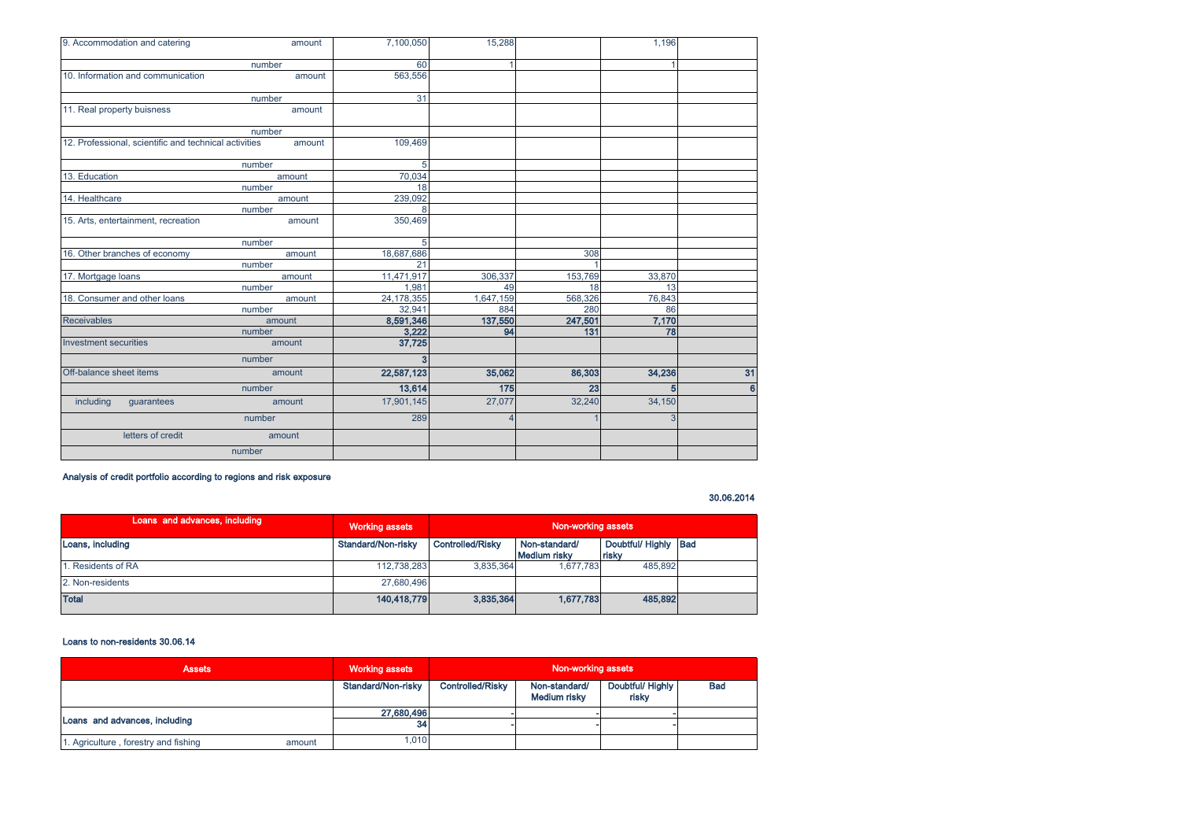| | | | | | | |
|---|---|---|---|---|---|---|
| 9. Accommodation and catering | amount | 7,100,050 | 15,288 | | 1,196 | |
| | number | 60 | 1 | | 1 | |
| 10. Information and communication | amount | 563,556 | | | | |
| | number | 31 | | | | |
| 11. Real property buisness | amount | | | | | |
| | number | | | | | |
| 12. Professional, scientific and technical activities | amount | 109,469 | | | | |
| | number | 5 | | | | |
| 13. Education | amount | 70,034 | | | | |
| | number | 18 | | | | |
| 14. Healthcare | amount | 239,092 | | | | |
| | number | 8 | | | | |
| 15. Arts, entertainment, recreation | amount | 350,469 | | | | |
| | number | 5 | | | | |
| 16. Other branches of economy | amount | 18,687,686 | | 308 | | |
| | number | 21 | | 1 | | |
| 17. Mortgage loans | amount | 11,471,917 | 306,337 | 153,769 | 33,870 | |
| | number | 1,981 | 49 | 18 | 13 | |
| 18. Consumer and other loans | amount | 24,178,355 | 1,647,159 | 568,326 | 76,843 | |
| | number | 32,941 | 884 | 280 | 86 | |
| Receivables | amount | **8,591,346** | **137,550** | **247,501** | **7,170** | |
| | number | **3,222** | **94** | **131** | **78** | |
| Investment securities | amount | **37,725** | | | | |
| | number | **3** | | | | |
| Off-balance sheet items | amount | **22,587,123** | **35,062** | **86,303** | **34,236** | **31** |
| | number | **13,614** | **175** | **23** | **5** | **6** |
| including guarantees | amount | 17,901,145 | 27,077 | 32,240 | 34,150 | |
| | number | 289 | 4 | 1 | 3 | |
| letters of credit | amount | | | | | |
| | number | | | | | |

**Analysis of credit portfolio according to regions and risk exposure**

**30.06.2014**

| Loans and advances, including | Working assets | Non-working assets | | | |
|---|---|---|---|---|---|
| **Loans, including** | **Standard/Non-risky** | **Controlled/Risky** | **Non-standard/ Medium risky** | **Doubtful/ Highly risky** | **Bad** |
| 1. Residents of RA | 112,738,283 | 3,835,364 | 1,677,783 | 485,892 | |
| 2. Non-residents | 27,680,496 | | | | |
| **Total** | **140,418,779** | **3,835,364** | **1,677,783** | **485,892** | |

**Loans to non-residents 30.06.14**

| Assets | | Working assets | Non-working assets | | | |
|---|---|---|---|---|---|---|
| | | **Standard/Non-risky** | **Controlled/Risky** | **Non-standard/ Medium risky** | **Doubtful/ Highly risky** | **Bad** |
| **Loans and advances, including** | | **27,680,496** | - | - | - | |
| | | **34** | - | - | - | |
| 1. Agriculture , forestry and fishing | amount | 1,010 | | | | |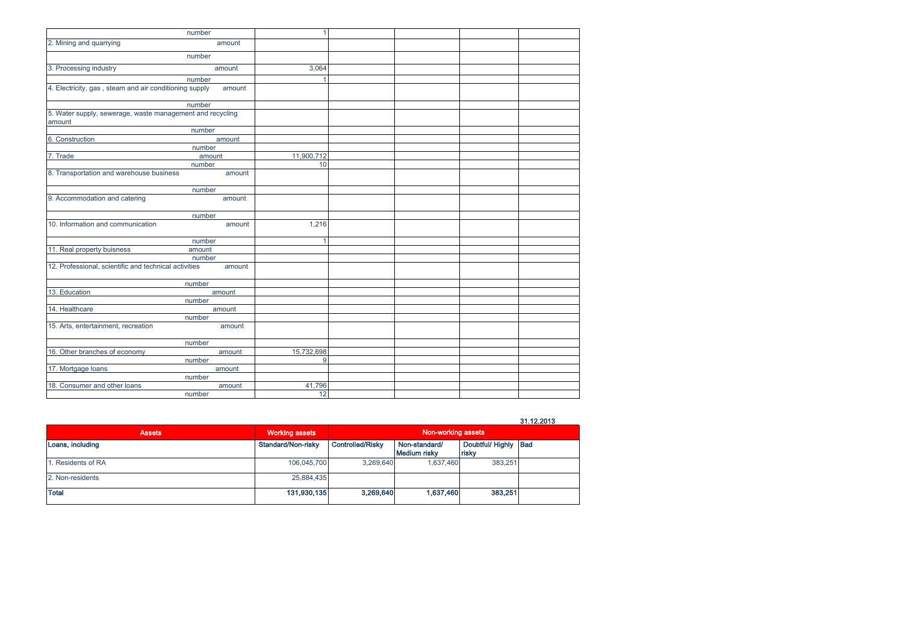| | | | | | |
|---|---|---|---|---|---|
| number | 1 | | | | |
| 2. Mining and quarrying amount | | | | | |
| number | | | | | |
| 3. Processing industry amount | 3,064 | | | | |
| number | 1 | | | | |
| 4. Electricity, gas , steam and air conditioning supply amount | | | | | |
| number | | | | | |
| 5. Water supply, sewerage, waste management and recycling amount | | | | | |
| number | | | | | |
| 6. Construction amount | | | | | |
| number | | | | | |
| 7. Trade amount | 11,900,712 | | | | |
| number | 10 | | | | |
| 8. Transportation and warehouse business amount | | | | | |
| number | | | | | |
| 9. Accommodation and catering amount | | | | | |
| number | | | | | |
| 10. Information and communication amount | 1,216 | | | | |
| number | 1 | | | | |
| 11. Real property buisness amount | | | | | |
| number | | | | | |
| 12. Professional, scientific and technical activities amount | | | | | |
| number | | | | | |
| 13. Education amount | | | | | |
| number | | | | | |
| 14. Healthcare amount | | | | | |
| number | | | | | |
| 15. Arts, entertainment, recreation amount | | | | | |
| number | | | | | |
| 16. Other branches of economy amount | 15,732,698 | | | | |
| number | 9 | | | | |
| 17. Mortgage loans amount | | | | | |
| number | | | | | |
| 18. Consumer and other loans amount | 41,796 | | | | |
| number | 12 | | | | |

**31.12.2013**

| Assets | Working assets | Non-working assets | | | |
|---|---|---|---|---|---|
| **Loans, including** | **Standard/Non-risky** | **Controlled/Risky** | **Non-standard/ Medium risky** | **Doubtful/ Highly risky** | **Bad** |
| 1. Residents of RA | 106,045,700 | 3,269,640 | 1,637,460 | 383,251 | |
| 2. Non-residents | 25,884,435 | | | | |
| **Total** | **131,930,135** | **3,269,640** | **1,637,460** | **383,251** | |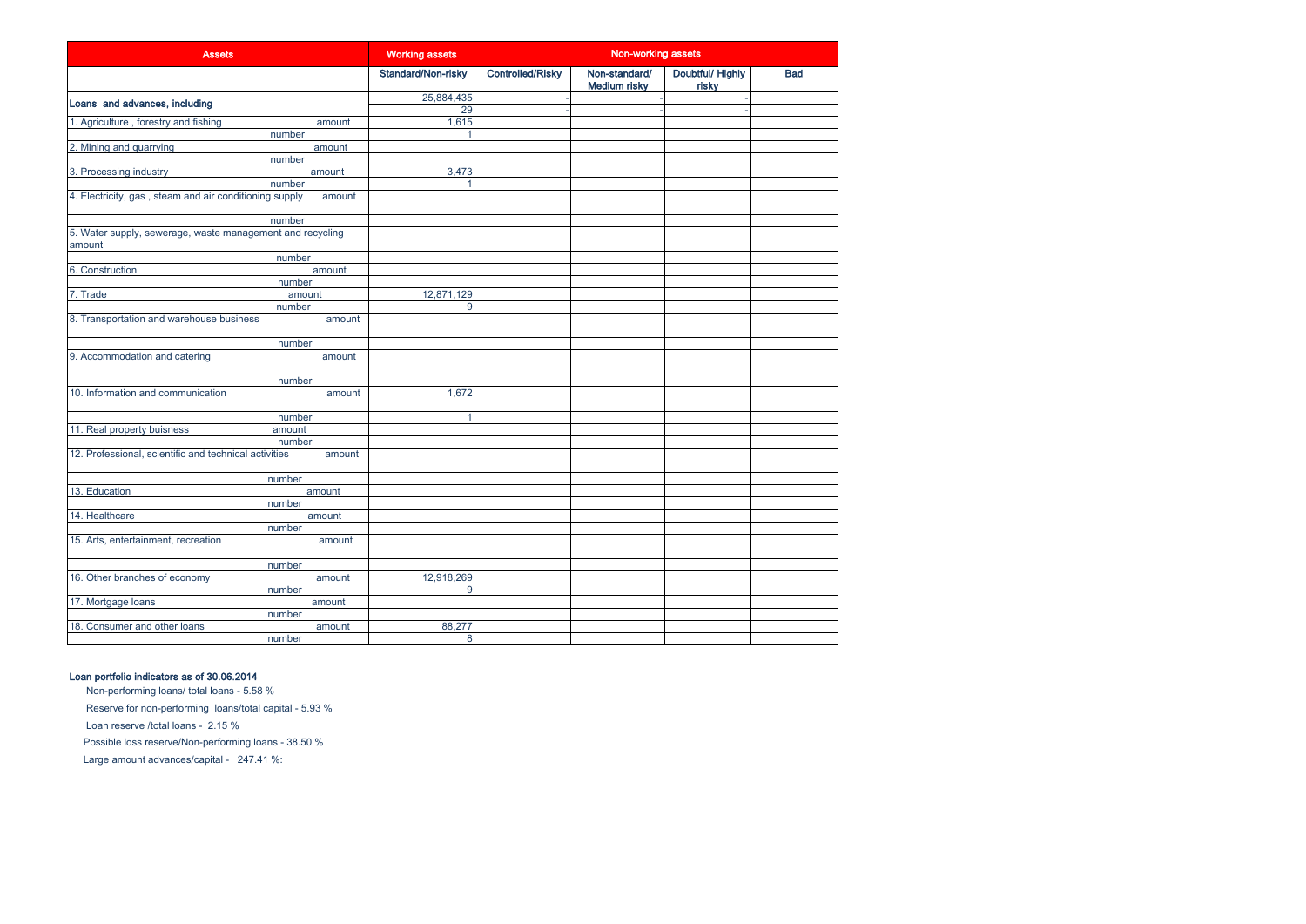| Assets | Working assets | Non-working assets | | | |
|---|---|---|---|---|---|
| | Standard/Non-risky | Controlled/Risky | Non-standard/ Medium risky | Doubtful/ Highly risky | Bad |
| Loans and advances, including | 25,884,435 | - | - | - | |
| | 29 | - | - | - | |
| 1. Agriculture , forestry and fishing amount | 1,615 | | | | |
| number | 1 | | | | |
| 2. Mining and quarrying amount | | | | | |
| number | | | | | |
| 3. Processing industry amount | 3,473 | | | | |
| number | 1 | | | | |
| 4. Electricity, gas , steam and air conditioning supply amount | | | | | |
| number | | | | | |
| 5. Water supply, sewerage, waste management and recycling amount | | | | | |
| number | | | | | |
| 6. Construction amount | | | | | |
| number | | | | | |
| 7. Trade amount | 12,871,129 | | | | |
| number | 9 | | | | |
| 8. Transportation and warehouse business amount | | | | | |
| number | | | | | |
| 9. Accommodation and catering amount | | | | | |
| number | | | | | |
| 10. Information and communication amount | 1,672 | | | | |
| number | 1 | | | | |
| 11. Real property buisness amount | | | | | |
| number | | | | | |
| 12. Professional, scientific and technical activities amount | | | | | |
| number | | | | | |
| 13. Education amount | | | | | |
| number | | | | | |
| 14. Healthcare amount | | | | | |
| number | | | | | |
| 15. Arts, entertainment, recreation amount | | | | | |
| number | | | | | |
| 16. Other branches of economy amount | 12,918,269 | | | | |
| number | 9 | | | | |
| 17. Mortgage loans amount | | | | | |
| number | | | | | |
| 18. Consumer and other loans amount | 88,277 | | | | |
| number | 8 | | | | |

**Loan portfolio indicators as of 30.06.2014**

Non-performing loans/ total loans - 5.58 %

Reserve for non-performing loans/total capital - 5.93 %

Loan reserve /total loans - 2.15 %

Possible loss reserve/Non-performing loans - 38.50 %

Large amount advances/capital - 247.41 %: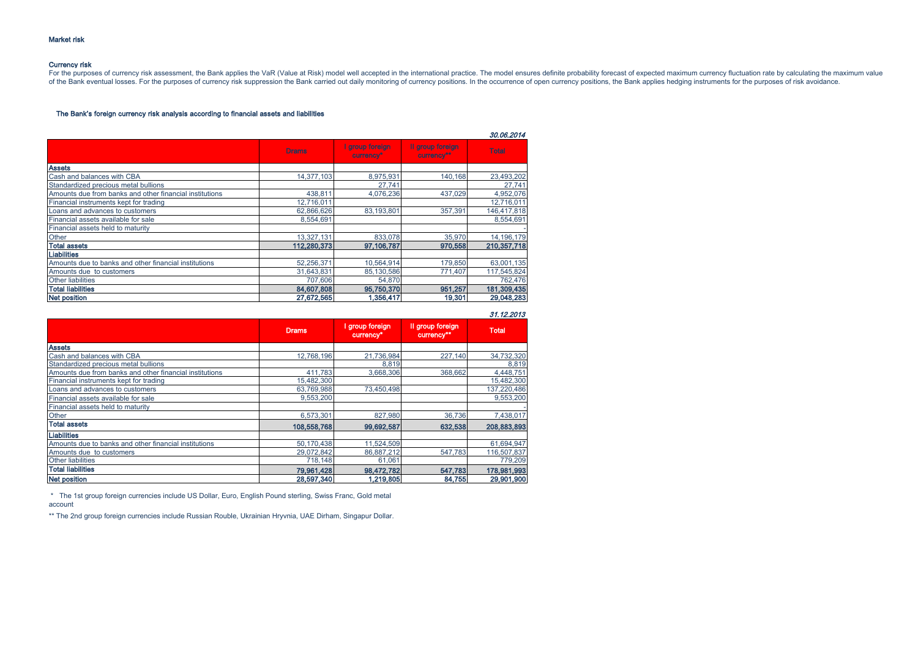## Market risk

### Currency risk

For the purposes of currency risk assessment, the Bank applies the VaR (Value at Risk) model well accepted in the international practice. The model ensures definite probability forecast of expected maximum currency fluctuation rate by calculating the maximum value of the Bank eventual losses. For the purposes of currency risk suppression the Bank carried out daily monitoring of currency positions. In the occurrence of open currency positions, the Bank applies hedging instruments for the purposes of risk avoidance.

### The Bank's foreign currency risk analysis according to financial assets and liabilities

*30.06.2014*

| | Drams | I group foreign currency* | II group foreign currency** | Total |
|---|---|---|---|---|
| **Assets** | | | | |
| Cash and balances with CBA | 14,377,103 | 8,975,931 | 140,168 | 23,493,202 |
| Standardized precious metal bullions | | 27,741 | | 27,741 |
| Amounts due from banks and other financial institutions | 438,811 | 4,076,236 | 437,029 | 4,952,076 |
| Financial instruments kept for trading | 12,716,011 | | | 12,716,011 |
| Loans and advances to customers | 62,866,626 | 83,193,801 | 357,391 | 146,417,818 |
| Financial assets available for sale | 8,554,691 | | | 8,554,691 |
| Financial assets held to maturity | | | | - |
| Other | 13,327,131 | 833,078 | 35,970 | 14,196,179 |
| **Total assets** | **112,280,373** | **97,106,787** | **970,558** | **210,357,718** |
| **Liabilities** | | | | |
| Amounts due to banks and other financial institutions | 52,256,371 | 10,564,914 | 179,850 | 63,001,135 |
| Amounts due to customers | 31,643,831 | 85,130,586 | 771,407 | 117,545,824 |
| Other liabilities | 707,606 | 54,870 | | 762,476 |
| **Total liabilities** | **84,607,808** | **95,750,370** | **951,257** | **181,309,435** |
| **Net position** | **27,672,565** | **1,356,417** | **19,301** | **29,048,283** |

*31.12.2013*

| | Drams | I group foreign currency* | II group foreign currency** | Total |
|---|---|---|---|---|
| **Assets** | | | | |
| Cash and balances with CBA | 12,768,196 | 21,736,984 | 227,140 | 34,732,320 |
| Standardized precious metal bullions | | 8,819 | | 8,819 |
| Amounts due from banks and other financial institutions | 411,783 | 3,668,306 | 368,662 | 4,448,751 |
| Financial instruments kept for trading | 15,482,300 | | | 15,482,300 |
| Loans and advances to customers | 63,769,988 | 73,450,498 | | 137,220,486 |
| Financial assets available for sale | 9,553,200 | | | 9,553,200 |
| Financial assets held to maturity | | | | - |
| Other | 6,573,301 | 827,980 | 36,736 | 7,438,017 |
| **Total assets** | **108,558,768** | **99,692,587** | **632,538** | **208,883,893** |
| **Liabilities** | | | | |
| Amounts due to banks and other financial institutions | 50,170,438 | 11,524,509 | | 61,694,947 |
| Amounts due to customers | 29,072,842 | 86,887,212 | 547,783 | 116,507,837 |
| Other liabilities | 718,148 | 61,061 | | 779,209 |
| **Total liabilities** | **79,961,428** | **98,472,782** | **547,783** | **178,981,993** |
| **Net position** | **28,597,340** | **1,219,805** | **84,755** | **29,901,900** |

\* The 1st group foreign currencies include US Dollar, Euro, English Pound sterling, Swiss Franc, Gold metal account

** The 2nd group foreign currencies include Russian Rouble, Ukrainian Hryvnia, UAE Dirham, Singapur Dollar.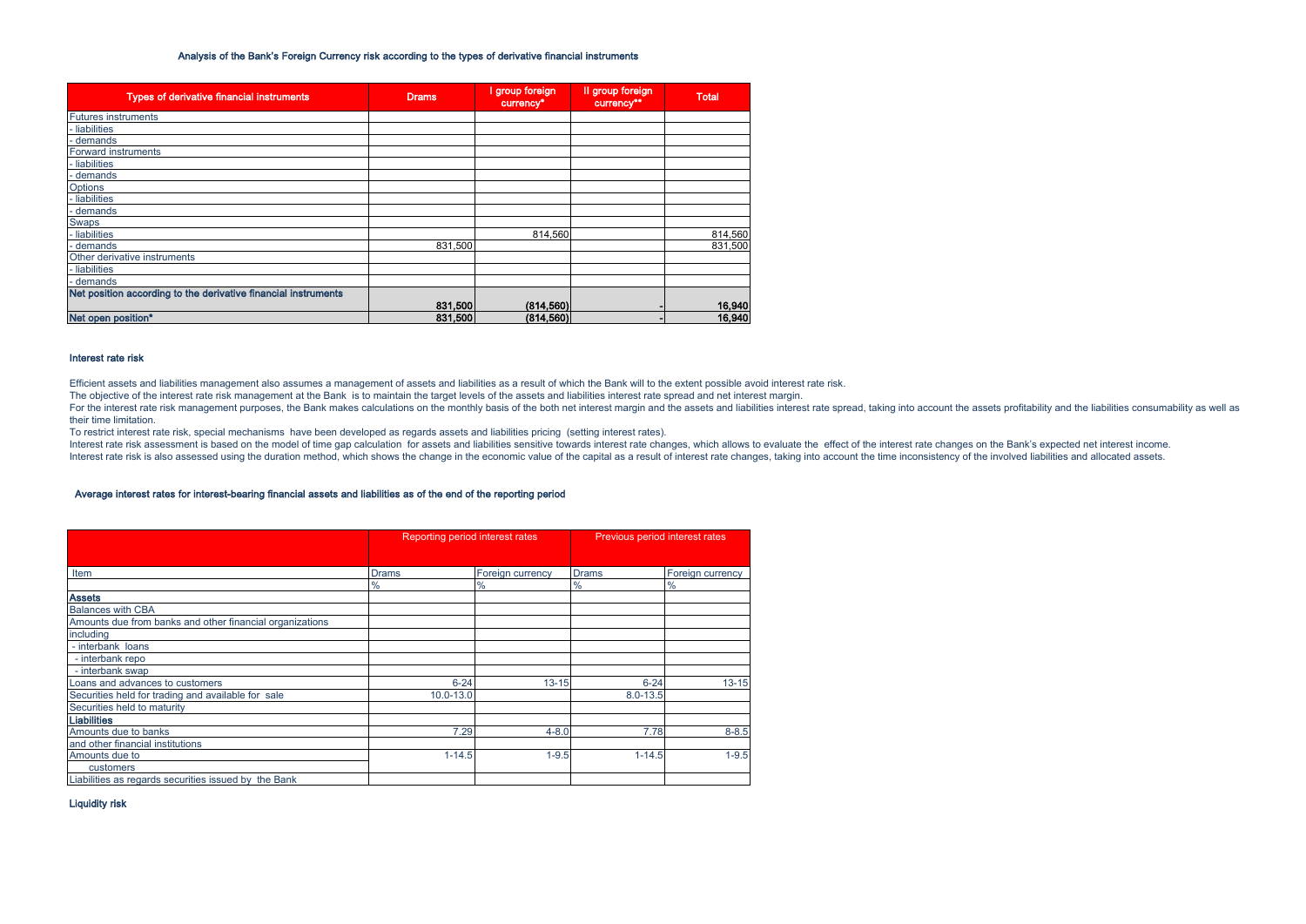### Analysis of the Bank's Foreign Currency risk according to the types of derivative financial instruments

| Types of derivative financial instruments | Drams | I group foreign currency* | II group foreign currency** | Total |
|---|---|---|---|---|
| Futures instruments | | | | |
| - liabilities | | | | |
| - demands | | | | |
| Forward instruments | | | | |
| - liabilities | | | | |
| - demands | | | | |
| Options | | | | |
| - liabilities | | | | |
| - demands | | | | |
| Swaps | | | | |
| - liabilities | | 814,560 | | 814,560 |
| - demands | 831,500 | | | 831,500 |
| Other derivative instruments | | | | |
| - liabilities | | | | |
| - demands | | | | |
| **Net position according to the derivative financial instruments** | **831,500** | **(814,560)** | **-** | **16,940** |
| **Net open position*** | **831,500** | **(814,560)** | **-** | **16,940** |

### Interest rate risk

Efficient assets and liabilities management also assumes a management of assets and liabilities as a result of which the Bank will to the extent possible avoid interest rate risk.

The objective of the interest rate risk management at the Bank is to maintain the target levels of the assets and liabilities interest rate spread and net interest margin.

For the interest rate risk management purposes, the Bank makes calculations on the monthly basis of the both net interest margin and the assets and liabilities interest rate spread, taking into account the assets profitability and the liabilities consumability as well as their time limitation.

To restrict interest rate risk, special mechanisms have been developed as regards assets and liabilities pricing (setting interest rates).

Interest rate risk assessment is based on the model of time gap calculation for assets and liabilities sensitive towards interest rate changes, which allows to evaluate the effect of the interest rate changes on the Bank's expected net interest income.

Interest rate risk is also assessed using the duration method, which shows the change in the economic value of the capital as a result of interest rate changes, taking into account the time inconsistency of the involved liabilities and allocated assets.

### Average interest rates for interest-bearing financial assets and liabilities as of the end of the reporting period

| | Reporting period interest rates | | Previous period interest rates | |
|---|---|---|---|---|
| Item | Drams | Foreign currency | Drams | Foreign currency |
| | % | % | % | % |
| **Assets** | | | | |
| Balances with CBA | | | | |
| Amounts due from banks and other financial organizations | | | | |
| including | | | | |
| - interbank loans | | | | |
| - interbank repo | | | | |
| - interbank swap | | | | |
| Loans and advances to customers | 6-24 | 13-15 | 6-24 | 13-15 |
| Securities held for trading and available for sale | 10.0-13.0 | | 8.0-13.5 | |
| Securities held to maturity | | | | |
| **Liabilities** | | | | |
| Amounts due to banks | 7.29 | 4-8.0 | 7.78 | 8-8.5 |
| and other financial institutions | | | | |
| Amounts due to customers | 1-14.5 | 1-9.5 | 1-14.5 | 1-9.5 |
| Liabilities as regards securities issued by the Bank | | | | |

### Liquidity risk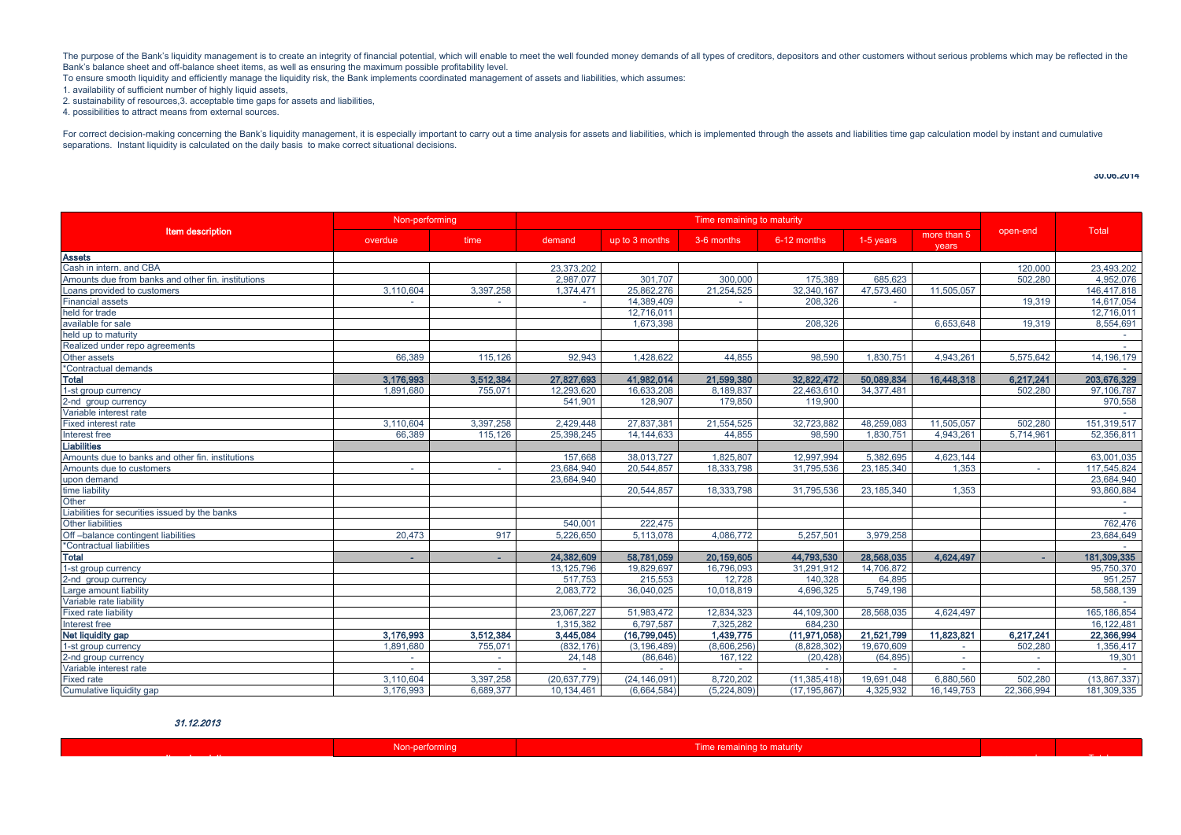The purpose of the Bank's liquidity management is to create an integrity of financial potential, which will enable to meet the well founded money demands of all types of creditors, depositors and other customers without serious problems which may be reflected in the Bank's balance sheet and off-balance sheet items, as well as ensuring the maximum possible profitability level.

To ensure smooth liquidity and efficiently manage the liquidity risk, the Bank implements coordinated management of assets and liabilities, which assumes:

1. availability of sufficient number of highly liquid assets,
2. sustainability of resources,3. acceptable time gaps for assets and liabilities,
4. possibilities to attract means from external sources.

For correct decision-making concerning the Bank's liquidity management, it is especially important to carry out a time analysis for assets and liabilities, which is implemented through the assets and liabilities time gap calculation model by instant and cumulative separations. Instant liquidity is calculated on the daily basis to make correct situational decisions.

**30.06.2014**

| Item description | Non-performing | | Time remaining to maturity | | | | | | open-end | Total |
|---|---|---|---|---|---|---|---|---|---|---|
| | overdue | time | demand | up to 3 months | 3-6 months | 6-12 months | 1-5 years | more than 5 years | | |
| **Assets** | | | | | | | | | | |
| Cash in intern. and CBA | | | 23,373,202 | | | | | | 120,000 | 23,493,202 |
| Amounts due from banks and other fin. institutions | | | 2,987,077 | 301,707 | 300,000 | 175,389 | 685,623 | | 502,280 | 4,952,076 |
| Loans provided to customers | 3,110,604 | 3,397,258 | 1,374,471 | 25,862,276 | 21,254,525 | 32,340,167 | 47,573,460 | 11,505,057 | | 146,417,818 |
| Financial assets | - | - | - | 14,389,409 | - | 208,326 | - | | 19,319 | 14,617,054 |
| held for trade | | | | 12,716,011 | | | | | | 12,716,011 |
| available for sale | | | | 1,673,398 | | 208,326 | | 6,653,648 | 19,319 | 8,554,691 |
| held up to maturity | | | | | | | | | | - |
| Realized under repo agreements | | | | | | | | | | - |
| Other assets | 66,389 | 115,126 | 92,943 | 1,428,622 | 44,855 | 98,590 | 1,830,751 | 4,943,261 | 5,575,642 | 14,196,179 |
| *Contractual demands | | | | | | | | | | - |
| **Total** | **3,176,993** | **3,512,384** | **27,827,693** | **41,982,014** | **21,599,380** | **32,822,472** | **50,089,834** | **16,448,318** | **6,217,241** | **203,676,329** |
| 1-st group currency | 1,891,680 | 755,071 | 12,293,620 | 16,633,208 | 8,189,837 | 22,463,610 | 34,377,481 | | 502,280 | 97,106,787 |
| 2-nd group currency | | | 541,901 | 128,907 | 179,850 | 119,900 | | | | 970,558 |
| Variable interest rate | | | | | | | | | | - |
| Fixed interest rate | 3,110,604 | 3,397,258 | 2,429,448 | 27,837,381 | 21,554,525 | 32,723,882 | 48,259,083 | 11,505,057 | 502,280 | 151,319,517 |
| Interest free | 66,389 | 115,126 | 25,398,245 | 14,144,633 | 44,855 | 98,590 | 1,830,751 | 4,943,261 | 5,714,961 | 52,356,811 |
| **Liabilities** | | | | | | | | | | |
| Amounts due to banks and other fin. institutions | | | 157,668 | 38,013,727 | 1,825,807 | 12,997,994 | 5,382,695 | 4,623,144 | | 63,001,035 |
| Amounts due to customers | - | - | 23,684,940 | 20,544,857 | 18,333,798 | 31,795,536 | 23,185,340 | 1,353 | - | 117,545,824 |
| upon demand | | | 23,684,940 | | | | | | | 23,684,940 |
| time liability | | | | 20,544,857 | 18,333,798 | 31,795,536 | 23,185,340 | 1,353 | | 93,860,884 |
| Other | | | | | | | | | | - |
| Liabilities for securities issued by the banks | | | | | | | | | | - |
| Other liabilities | | | 540,001 | 222,475 | | | | | | 762,476 |
| Off –balance contingent liabilities | 20,473 | 917 | 5,226,650 | 5,113,078 | 4,086,772 | 5,257,501 | 3,979,258 | | | 23,684,649 |
| *Contractual liabilities | | | | | | | | | | - |
| **Total** | **-** | **-** | **24,382,609** | **58,781,059** | **20,159,605** | **44,793,530** | **28,568,035** | **4,624,497** | **-** | **181,309,335** |
| 1-st group currency | | | 13,125,796 | 19,829,697 | 16,796,093 | 31,291,912 | 14,706,872 | | | 95,750,370 |
| 2-nd group currency | | | 517,753 | 215,553 | 12,728 | 140,328 | 64,895 | | | 951,257 |
| Large amount liability | | | 2,083,772 | 36,040,025 | 10,018,819 | 4,696,325 | 5,749,198 | | | 58,588,139 |
| Variable rate liability | | | | | | | | | | - |
| Fixed rate liability | | | 23,067,227 | 51,983,472 | 12,834,323 | 44,109,300 | 28,568,035 | 4,624,497 | | 165,186,854 |
| Interest free | | | 1,315,382 | 6,797,587 | 7,325,282 | 684,230 | | | | 16,122,481 |
| **Net liquidity gap** | **3,176,993** | **3,512,384** | **3,445,084** | **(16,799,045)** | **1,439,775** | **(11,971,058)** | **21,521,799** | **11,823,821** | **6,217,241** | **22,366,994** |
| 1-st group currency | 1,891,680 | 755,071 | (832,176) | (3,196,489) | (8,606,256) | (8,828,302) | 19,670,609 | - | 502,280 | 1,356,417 |
| 2-nd group currency | - | - | 24,148 | (86,646) | 167,122 | (20,428) | (64,895) | - | - | 19,301 |
| Variable interest rate | - | - | - | - | - | - | - | - | - | - |
| Fixed rate | 3,110,604 | 3,397,258 | (20,637,779) | (24,146,091) | 8,720,202 | (11,385,418) | 19,691,048 | 6,880,560 | 502,280 | (13,867,337) |
| Cumulative liquidity gap | 3,176,993 | 6,689,377 | 10,134,461 | (6,664,584) | (5,224,809) | (17,195,867) | 4,325,932 | 16,149,753 | 22,366,994 | 181,309,335 |

***31.12.2013***

| Item description | Non-performing | | Time remaining to maturity | | | | | | open-end | Total |
|---|---|---|---|---|---|---|---|---|---|---|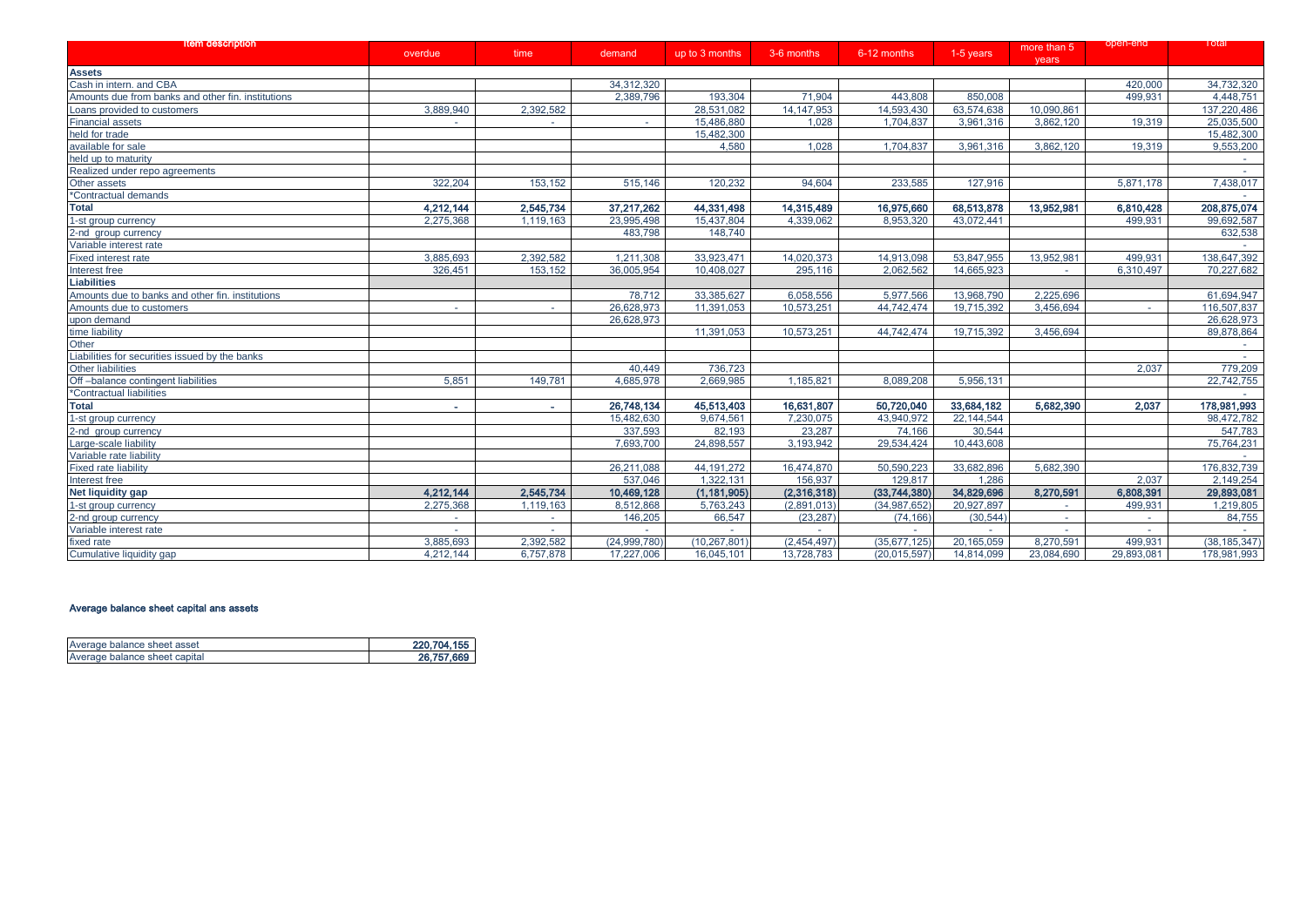| Item description | overdue | time | demand | up to 3 months | 3-6 months | 6-12 months | 1-5 years | more than 5 years | open-end | Total |
|---|---|---|---|---|---|---|---|---|---|---|
| **Assets** | | | | | | | | | | |
| Cash in intern. and CBA | | | 34,312,320 | | | | | | 420,000 | 34,732,320 |
| Amounts due from banks and other fin. institutions | | | 2,389,796 | 193,304 | 71,904 | 443,808 | 850,008 | | 499,931 | 4,448,751 |
| Loans provided to customers | 3,889,940 | 2,392,582 | | 28,531,082 | 14,147,953 | 14,593,430 | 63,574,638 | 10,090,861 | | 137,220,486 |
| Financial assets | - | - | - | 15,486,880 | 1,028 | 1,704,837 | 3,961,316 | 3,862,120 | 19,319 | 25,035,500 |
| held for trade | | | | 15,482,300 | | | | | | 15,482,300 |
| available for sale | | | | 4,580 | 1,028 | 1,704,837 | 3,961,316 | 3,862,120 | 19,319 | 9,553,200 |
| held up to maturity | | | | | | | | | | - |
| Realized under repo agreements | | | | | | | | | | - |
| Other assets | 322,204 | 153,152 | 515,146 | 120,232 | 94,604 | 233,585 | 127,916 | | 5,871,178 | 7,438,017 |
| *Contractual demands | | | | | | | | | | - |
| **Total** | **4,212,144** | **2,545,734** | **37,217,262** | **44,331,498** | **14,315,489** | **16,975,660** | **68,513,878** | **13,952,981** | **6,810,428** | **208,875,074** |
| 1-st group currency | 2,275,368 | 1,119,163 | 23,995,498 | 15,437,804 | 4,339,062 | 8,953,320 | 43,072,441 | | 499,931 | 99,692,587 |
| 2-nd group currency | | | 483,798 | 148,740 | | | | | | 632,538 |
| Variable interest rate | | | | | | | | | | - |
| Fixed interest rate | 3,885,693 | 2,392,582 | 1,211,308 | 33,923,471 | 14,020,373 | 14,913,098 | 53,847,955 | 13,952,981 | 499,931 | 138,647,392 |
| Interest free | 326,451 | 153,152 | 36,005,954 | 10,408,027 | 295,116 | 2,062,562 | 14,665,923 | - | 6,310,497 | 70,227,682 |
| **Liabilities** | | | | | | | | | | |
| Amounts due to banks and other fin. institutions | | | 78,712 | 33,385,627 | 6,058,556 | 5,977,566 | 13,968,790 | 2,225,696 | | 61,694,947 |
| Amounts due to customers | - | - | 26,628,973 | 11,391,053 | 10,573,251 | 44,742,474 | 19,715,392 | 3,456,694 | - | 116,507,837 |
| upon demand | | | 26,628,973 | | | | | | | 26,628,973 |
| time liability | | | | 11,391,053 | 10,573,251 | 44,742,474 | 19,715,392 | 3,456,694 | | 89,878,864 |
| Other | | | | | | | | | | - |
| Liabilities for securities issued by the banks | | | | | | | | | | - |
| Other liabilities | | | 40,449 | 736,723 | | | | | 2,037 | 779,209 |
| Off –balance contingent liabilities | 5,851 | 149,781 | 4,685,978 | 2,669,985 | 1,185,821 | 8,089,208 | 5,956,131 | | | 22,742,755 |
| *Contractual liabilities | | | | | | | | | | - |
| **Total** | **-** | **-** | **26,748,134** | **45,513,403** | **16,631,807** | **50,720,040** | **33,684,182** | **5,682,390** | **2,037** | **178,981,993** |
| 1-st group currency | | | 15,482,630 | 9,674,561 | 7,230,075 | 43,940,972 | 22,144,544 | | | 98,472,782 |
| 2-nd group currency | | | 337,593 | 82,193 | 23,287 | 74,166 | 30,544 | | | 547,783 |
| Large-scale liability | | | 7,693,700 | 24,898,557 | 3,193,942 | 29,534,424 | 10,443,608 | | | 75,764,231 |
| Variable rate liability | | | | | | | | | | - |
| Fixed rate liability | | | 26,211,088 | 44,191,272 | 16,474,870 | 50,590,223 | 33,682,896 | 5,682,390 | | 176,832,739 |
| Interest free | | | 537,046 | 1,322,131 | 156,937 | 129,817 | 1,286 | | 2,037 | 2,149,254 |
| **Net liquidity gap** | **4,212,144** | **2,545,734** | **10,469,128** | **(1,181,905)** | **(2,316,318)** | **(33,744,380)** | **34,829,696** | **8,270,591** | **6,808,391** | **29,893,081** |
| 1-st group currency | 2,275,368 | 1,119,163 | 8,512,868 | 5,763,243 | (2,891,013) | (34,987,652) | 20,927,897 | - | 499,931 | 1,219,805 |
| 2-nd group currency | - | - | 146,205 | 66,547 | (23,287) | (74,166) | (30,544) | - | - | 84,755 |
| Variable interest rate | - | - | - | - | - | - | - | - | - | - |
| fixed rate | 3,885,693 | 2,392,582 | (24,999,780) | (10,267,801) | (2,454,497) | (35,677,125) | 20,165,059 | 8,270,591 | 499,931 | (38,185,347) |
| Cumulative liquidity gap | 4,212,144 | 6,757,878 | 17,227,006 | 16,045,101 | 13,728,783 | (20,015,597) | 14,814,099 | 23,084,690 | 29,893,081 | 178,981,993 |

**Average balance sheet capital ans assets**

| | |
|---|---|
| Average balance sheet asset | **220,704,155** |
| Average balance sheet capital | **26,757,669** |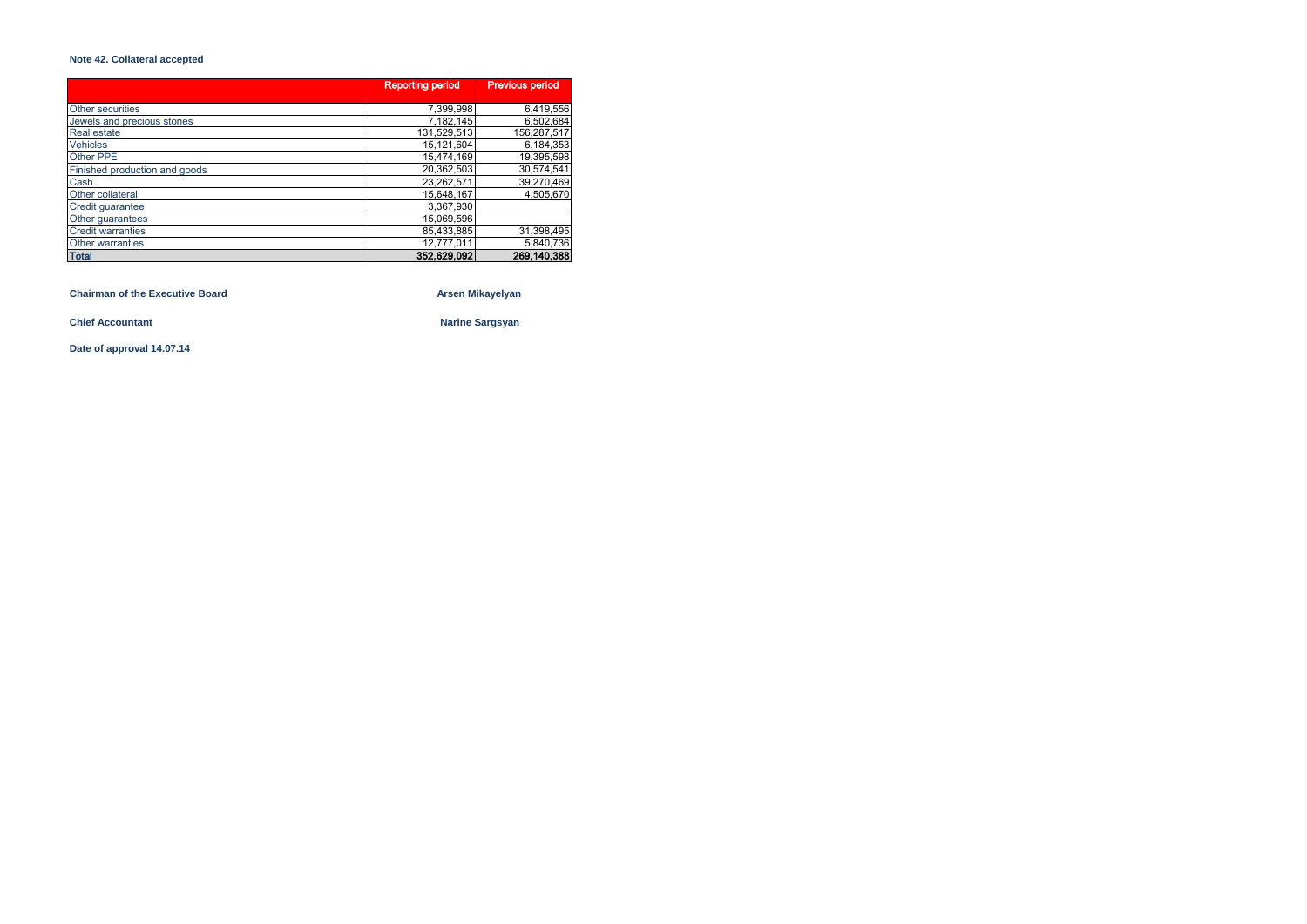**Note 42. Collateral accepted**

| | Reporting period | Previous period |
|---|---|---|
| Other securities | 7,399,998 | 6,419,556 |
| Jewels and precious stones | 7,182,145 | 6,502,684 |
| Real estate | 131,529,513 | 156,287,517 |
| Vehicles | 15,121,604 | 6,184,353 |
| Other PPE | 15,474,169 | 19,395,598 |
| Finished production and goods | 20,362,503 | 30,574,541 |
| Cash | 23,262,571 | 39,270,469 |
| Other collateral | 15,648,167 | 4,505,670 |
| Credit guarantee | 3,367,930 | |
| Other guarantees | 15,069,596 | |
| Credit warranties | 85,433,885 | 31,398,495 |
| Other warranties | 12,777,011 | 5,840,736 |
| **Total** | **352,629,092** | **269,140,388** |

**Chairman of the Executive Board** **Arsen Mikayelyan**

**Chief Accountant** **Narine Sargsyan**

**Date of approval 14.07.14**